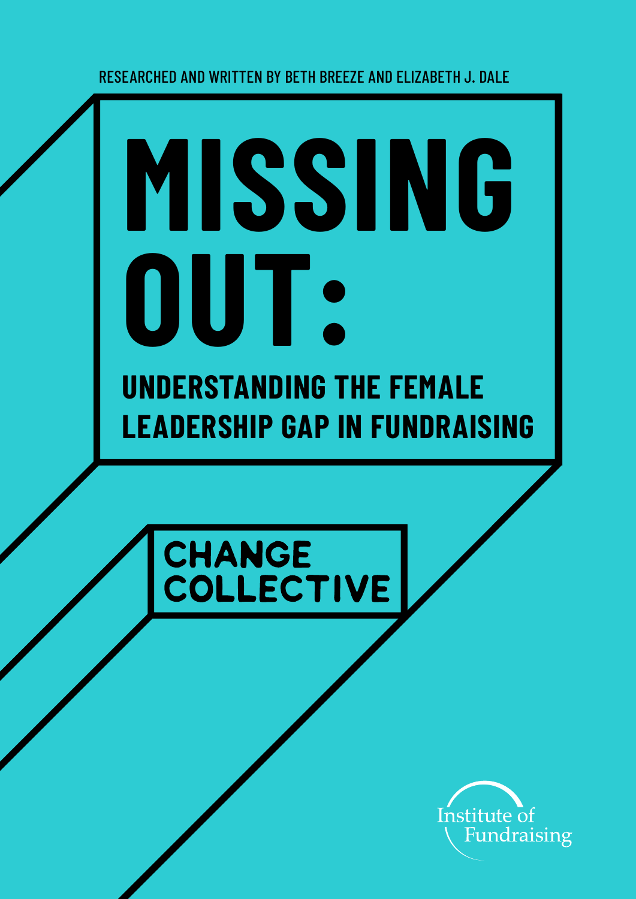RESEARCHED AND WRITTEN BY BETH BREEZE AND ELIZABETH J. DALE

# MISSING OUT:

## UNDERSTANDING THE FEMALE LEADERSHIP GAP IN FUNDRAISING

CHANGE COLLECTIVE

Institute of Fundraising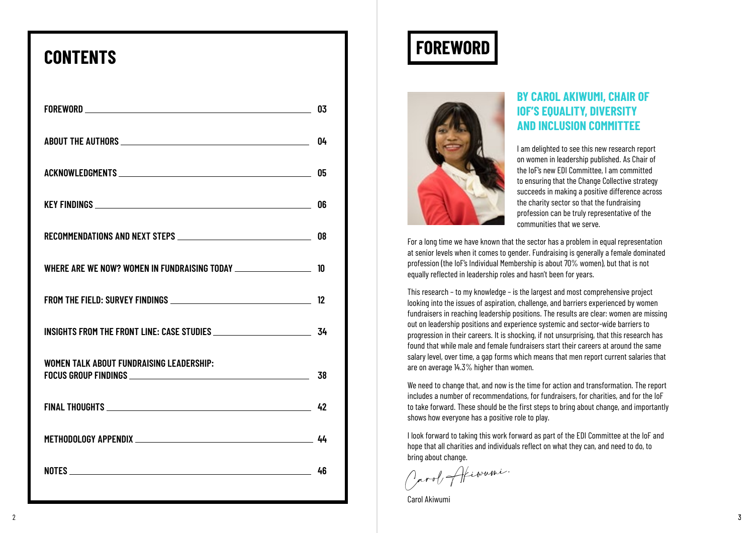# CONTENTS

| | |
|---|---|
| FOREWORD | 03 |
| ABOUT THE AUTHORS | 04 |
| ACKNOWLEDGMENTS | 05 |
| KEY FINDINGS | 06 |
| RECOMMENDATIONS AND NEXT STEPS | 08 |
| WHERE ARE WE NOW? WOMEN IN FUNDRAISING TODAY | 10 |
| FROM THE FIELD: SURVEY FINDINGS | 12 |
| INSIGHTS FROM THE FRONT LINE: CASE STUDIES | 34 |
| WOMEN TALK ABOUT FUNDRAISING LEADERSHIP: FOCUS GROUP FINDINGS | 38 |
| FINAL THOUGHTS | 42 |
| METHODOLOGY APPENDIX | 44 |
| NOTES | 46 |

# FOREWORD

## BY CAROL AKIWUMI, CHAIR OF IOF'S EQUALITY, DIVERSITY AND INCLUSION COMMITTEE

I am delighted to see this new research report on women in leadership published. As Chair of the IoF's new EDI Committee, I am committed to ensuring that the Change Collective strategy succeeds in making a positive difference across the charity sector so that the fundraising profession can be truly representative of the communities that we serve.

For a long time we have known that the sector has a problem in equal representation at senior levels when it comes to gender. Fundraising is generally a female dominated profession (the IoF's Individual Membership is about 70% women), but that is not equally reflected in leadership roles and hasn't been for years.

This research – to my knowledge – is the largest and most comprehensive project looking into the issues of aspiration, challenge, and barriers experienced by women fundraisers in reaching leadership positions. The results are clear: women are missing out on leadership positions and experience systemic and sector-wide barriers to progression in their careers. It is shocking, if not unsurprising, that this research has found that while male and female fundraisers start their careers at around the same salary level, over time, a gap forms which means that men report current salaries that are on average 14.3% higher than women.

We need to change that, and now is the time for action and transformation. The report includes a number of recommendations, for fundraisers, for charities, and for the IoF to take forward. These should be the first steps to bring about change, and importantly shows how everyone has a positive role to play.

I look forward to taking this work forward as part of the EDI Committee at the IoF and hope that all charities and individuals reflect on what they can, and need to do, to bring about change.

Carol Akiwumi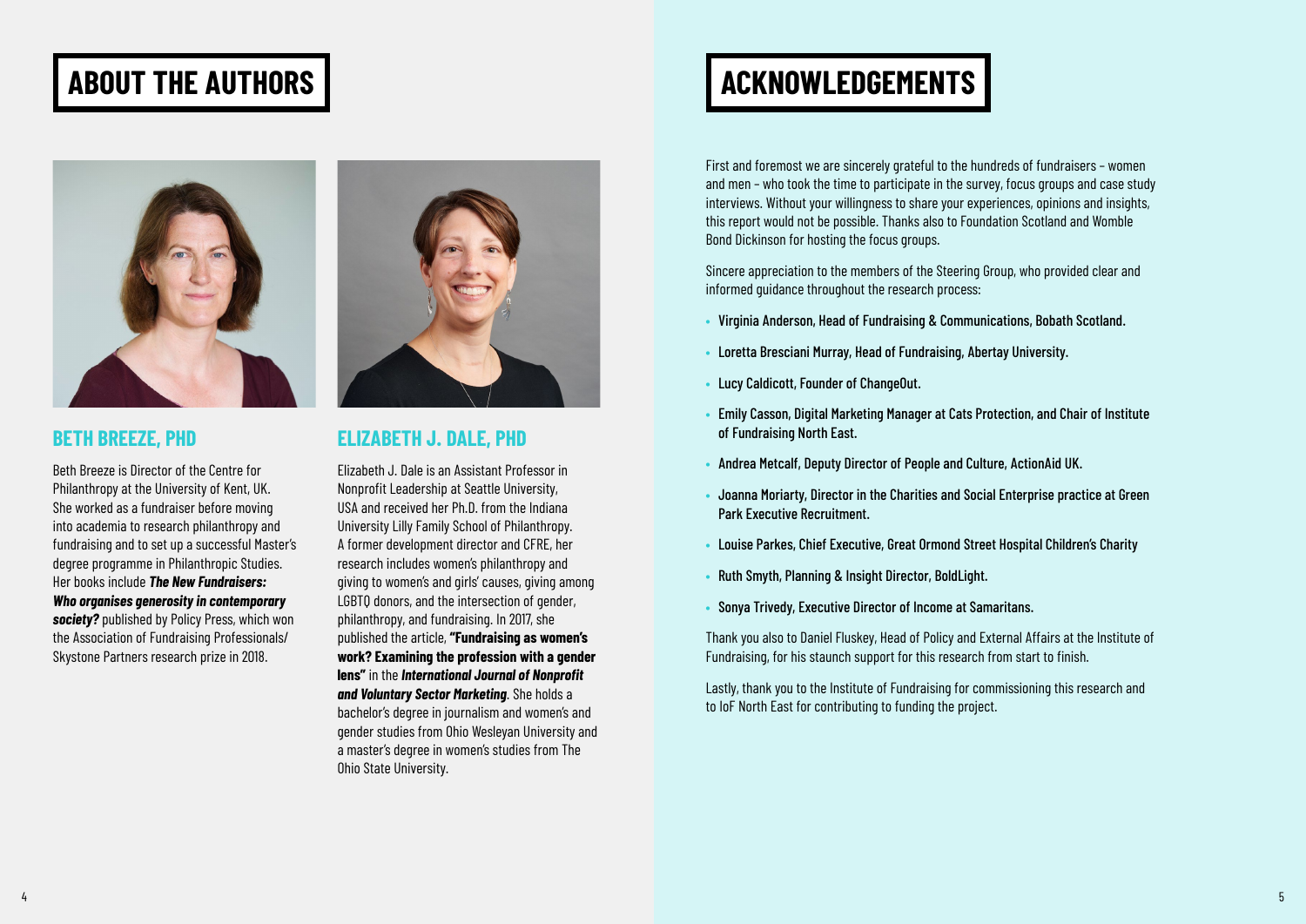# ABOUT THE AUTHORS

## BETH BREEZE, PHD

Beth Breeze is Director of the Centre for Philanthropy at the University of Kent, UK. She worked as a fundraiser before moving into academia to research philanthropy and fundraising and to set up a successful Master's degree programme in Philanthropic Studies. Her books include ***The New Fundraisers: Who organises generosity in contemporary society?*** published by Policy Press, which won the Association of Fundraising Professionals/ Skystone Partners research prize in 2018.

## ELIZABETH J. DALE, PHD

Elizabeth J. Dale is an Assistant Professor in Nonprofit Leadership at Seattle University, USA and received her Ph.D. from the Indiana University Lilly Family School of Philanthropy. A former development director and CFRE, her research includes women's philanthropy and giving to women's and girls' causes, giving among LGBTQ donors, and the intersection of gender, philanthropy, and fundraising. In 2017, she published the article, **"Fundraising as women's work? Examining the profession with a gender lens"** in the ***International Journal of Nonprofit and Voluntary Sector Marketing***. She holds a bachelor's degree in journalism and women's and gender studies from Ohio Wesleyan University and a master's degree in women's studies from The Ohio State University.

# ACKNOWLEDGEMENTS

First and foremost we are sincerely grateful to the hundreds of fundraisers – women and men – who took the time to participate in the survey, focus groups and case study interviews. Without your willingness to share your experiences, opinions and insights, this report would not be possible. Thanks also to Foundation Scotland and Womble Bond Dickinson for hosting the focus groups.

Sincere appreciation to the members of the Steering Group, who provided clear and informed guidance throughout the research process:

- **Virginia Anderson, Head of Fundraising & Communications, Bobath Scotland.**
- **Loretta Bresciani Murray, Head of Fundraising, Abertay University.**
- **Lucy Caldicott, Founder of ChangeOut.**
- **Emily Casson, Digital Marketing Manager at Cats Protection, and Chair of Institute of Fundraising North East.**
- **Andrea Metcalf, Deputy Director of People and Culture, ActionAid UK.**
- **Joanna Moriarty, Director in the Charities and Social Enterprise practice at Green Park Executive Recruitment.**
- **Louise Parkes, Chief Executive, Great Ormond Street Hospital Children's Charity**
- **Ruth Smyth, Planning & Insight Director, BoldLight.**
- **Sonya Trivedy, Executive Director of Income at Samaritans.**

Thank you also to Daniel Fluskey, Head of Policy and External Affairs at the Institute of Fundraising, for his staunch support for this research from start to finish.

Lastly, thank you to the Institute of Fundraising for commissioning this research and to IoF North East for contributing to funding the project.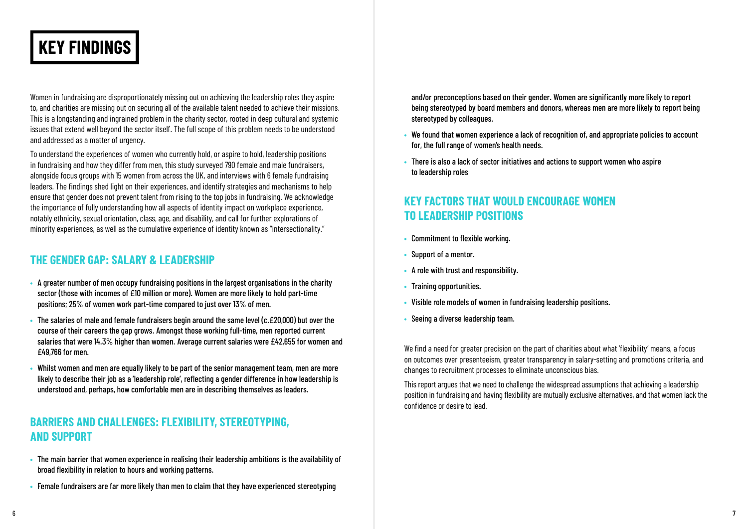# KEY FINDINGS

Women in fundraising are disproportionately missing out on achieving the leadership roles they aspire to, and charities are missing out on securing all of the available talent needed to achieve their missions. This is a longstanding and ingrained problem in the charity sector, rooted in deep cultural and systemic issues that extend well beyond the sector itself. The full scope of this problem needs to be understood and addressed as a matter of urgency.

To understand the experiences of women who currently hold, or aspire to hold, leadership positions in fundraising and how they differ from men, this study surveyed 790 female and male fundraisers, alongside focus groups with 15 women from across the UK, and interviews with 6 female fundraising leaders. The findings shed light on their experiences, and identify strategies and mechanisms to help ensure that gender does not prevent talent from rising to the top jobs in fundraising. We acknowledge the importance of fully understanding how all aspects of identity impact on workplace experience, notably ethnicity, sexual orientation, class, age, and disability, and call for further explorations of minority experiences, as well as the cumulative experience of identity known as "intersectionality."

## THE GENDER GAP: SALARY & LEADERSHIP

- **A greater number of men occupy fundraising positions in the largest organisations in the charity sector (those with incomes of £10 million or more). Women are more likely to hold part-time positions; 25% of women work part-time compared to just over 13% of men.**
- **The salaries of male and female fundraisers begin around the same level (c.£20,000) but over the course of their careers the gap grows. Amongst those working full-time, men reported current salaries that were 14.3% higher than women. Average current salaries were £42,655 for women and £49,766 for men.**
- **Whilst women and men are equally likely to be part of the senior management team, men are more likely to describe their job as a 'leadership role', reflecting a gender difference in how leadership is understood and, perhaps, how comfortable men are in describing themselves as leaders.**

## BARRIERS AND CHALLENGES: FLEXIBILITY, STEREOTYPING, AND SUPPORT

- **The main barrier that women experience in realising their leadership ambitions is the availability of broad flexibility in relation to hours and working patterns.**
- **Female fundraisers are far more likely than men to claim that they have experienced stereotyping and/or preconceptions based on their gender. Women are significantly more likely to report being stereotyped by board members and donors, whereas men are more likely to report being stereotyped by colleagues.**
- **We found that women experience a lack of recognition of, and appropriate policies to account for, the full range of women's health needs.**
- **There is also a lack of sector initiatives and actions to support women who aspire to leadership roles**

## KEY FACTORS THAT WOULD ENCOURAGE WOMEN TO LEADERSHIP POSITIONS

- **Commitment to flexible working.**
- **Support of a mentor.**
- **A role with trust and responsibility.**
- **Training opportunities.**
- **Visible role models of women in fundraising leadership positions.**
- **Seeing a diverse leadership team.**

We find a need for greater precision on the part of charities about what 'flexibility' means, a focus on outcomes over presenteeism, greater transparency in salary-setting and promotions criteria, and changes to recruitment processes to eliminate unconscious bias.

This report argues that we need to challenge the widespread assumptions that achieving a leadership position in fundraising and having flexibility are mutually exclusive alternatives, and that women lack the confidence or desire to lead.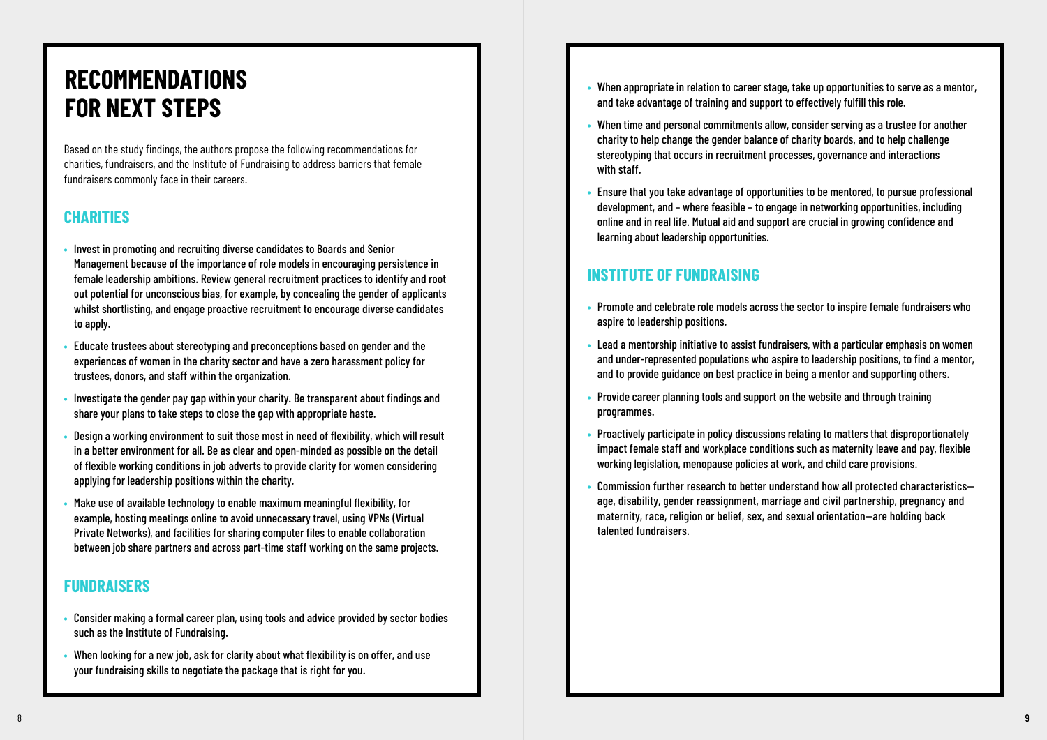# RECOMMENDATIONS FOR NEXT STEPS

Based on the study findings, the authors propose the following recommendations for charities, fundraisers, and the Institute of Fundraising to address barriers that female fundraisers commonly face in their careers.

## CHARITIES

- Invest in promoting and recruiting diverse candidates to Boards and Senior Management because of the importance of role models in encouraging persistence in female leadership ambitions. Review general recruitment practices to identify and root out potential for unconscious bias, for example, by concealing the gender of applicants whilst shortlisting, and engage proactive recruitment to encourage diverse candidates to apply.
- Educate trustees about stereotyping and preconceptions based on gender and the experiences of women in the charity sector and have a zero harassment policy for trustees, donors, and staff within the organization.
- Investigate the gender pay gap within your charity. Be transparent about findings and share your plans to take steps to close the gap with appropriate haste.
- Design a working environment to suit those most in need of flexibility, which will result in a better environment for all. Be as clear and open-minded as possible on the detail of flexible working conditions in job adverts to provide clarity for women considering applying for leadership positions within the charity.
- Make use of available technology to enable maximum meaningful flexibility, for example, hosting meetings online to avoid unnecessary travel, using VPNs (Virtual Private Networks), and facilities for sharing computer files to enable collaboration between job share partners and across part-time staff working on the same projects.

## FUNDRAISERS

- Consider making a formal career plan, using tools and advice provided by sector bodies such as the Institute of Fundraising.
- When looking for a new job, ask for clarity about what flexibility is on offer, and use your fundraising skills to negotiate the package that is right for you.
- When appropriate in relation to career stage, take up opportunities to serve as a mentor, and take advantage of training and support to effectively fulfill this role.
- When time and personal commitments allow, consider serving as a trustee for another charity to help change the gender balance of charity boards, and to help challenge stereotyping that occurs in recruitment processes, governance and interactions with staff.
- Ensure that you take advantage of opportunities to be mentored, to pursue professional development, and – where feasible – to engage in networking opportunities, including online and in real life. Mutual aid and support are crucial in growing confidence and learning about leadership opportunities.

## INSTITUTE OF FUNDRAISING

- Promote and celebrate role models across the sector to inspire female fundraisers who aspire to leadership positions.
- Lead a mentorship initiative to assist fundraisers, with a particular emphasis on women and under-represented populations who aspire to leadership positions, to find a mentor, and to provide guidance on best practice in being a mentor and supporting others.
- Provide career planning tools and support on the website and through training programmes.
- Proactively participate in policy discussions relating to matters that disproportionately impact female staff and workplace conditions such as maternity leave and pay, flexible working legislation, menopause policies at work, and child care provisions.
- Commission further research to better understand how all protected characteristics—age, disability, gender reassignment, marriage and civil partnership, pregnancy and maternity, race, religion or belief, sex, and sexual orientation—are holding back talented fundraisers.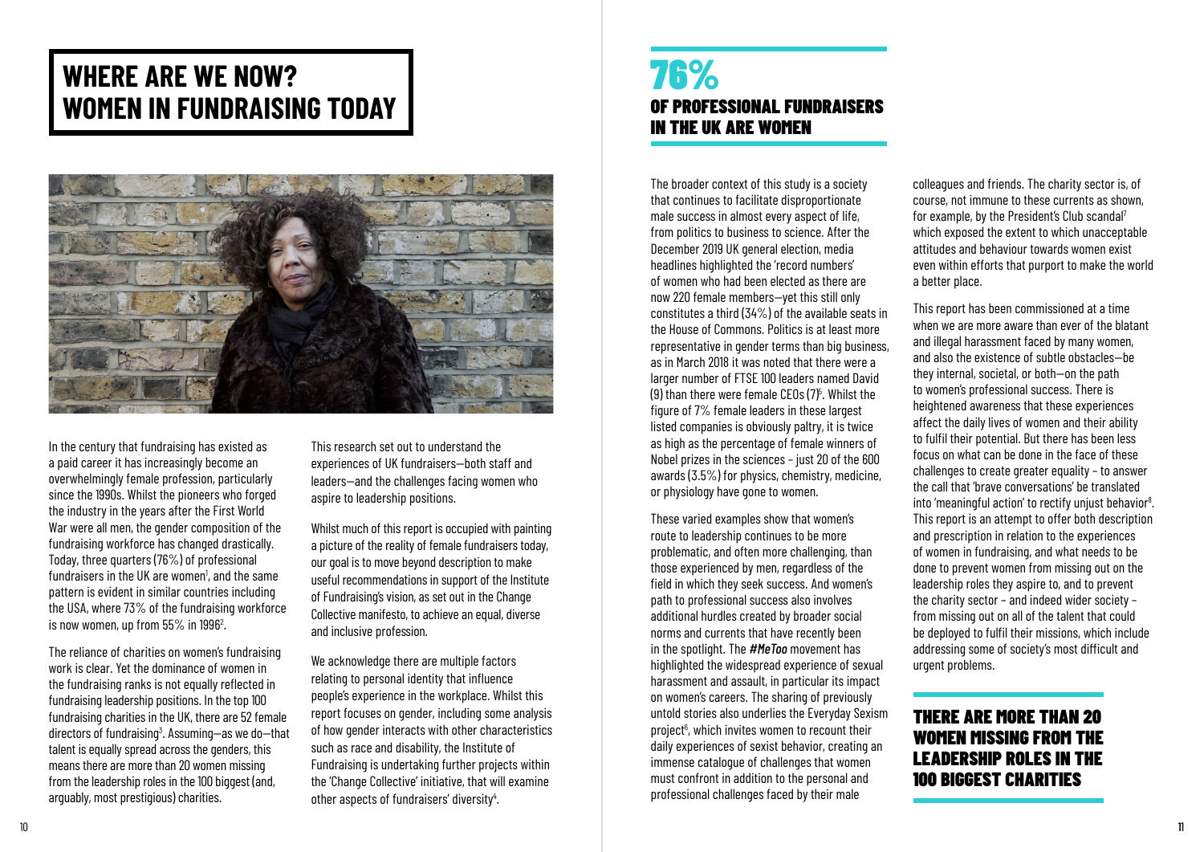# WHERE ARE WE NOW? WOMEN IN FUNDRAISING TODAY

In the century that fundraising has existed as a paid career it has increasingly become an overwhelmingly female profession, particularly since the 1990s. Whilst the pioneers who forged the industry in the years after the First World War were all men, the gender composition of the fundraising workforce has changed drastically. Today, three quarters (76%) of professional fundraisers in the UK are women[1], and the same pattern is evident in similar countries including the USA, where 73% of the fundraising workforce is now women, up from 55% in 1996[2].

The reliance of charities on women's fundraising work is clear. Yet the dominance of women in the fundraising ranks is not equally reflected in fundraising leadership positions. In the top 100 fundraising charities in the UK, there are 52 female directors of fundraising[3]. Assuming—as we do—that talent is equally spread across the genders, this means there are more than 20 women missing from the leadership roles in the 100 biggest (and, arguably, most prestigious) charities.

This research set out to understand the experiences of UK fundraisers—both staff and leaders—and the challenges facing women who aspire to leadership positions.

Whilst much of this report is occupied with painting a picture of the reality of female fundraisers today, our goal is to move beyond description to make useful recommendations in support of the Institute of Fundraising's vision, as set out in the Change Collective manifesto, to achieve an equal, diverse and inclusive profession.

We acknowledge there are multiple factors relating to personal identity that influence people's experience in the workplace. Whilst this report focuses on gender, including some analysis of how gender interacts with other characteristics such as race and disability, the Institute of Fundraising is undertaking further projects within the 'Change Collective' initiative, that will examine other aspects of fundraisers' diversity[4].

## 76%
## OF PROFESSIONAL FUNDRAISERS IN THE UK ARE WOMEN

The broader context of this study is a society that continues to facilitate disproportionate male success in almost every aspect of life, from politics to business to science. After the December 2019 UK general election, media headlines highlighted the 'record numbers' of women who had been elected as there are now 220 female members—yet this still only constitutes a third (34%) of the available seats in the House of Commons. Politics is at least more representative in gender terms than big business, as in March 2018 it was noted that there were a larger number of FTSE 100 leaders named David (9) than there were female CEOs (7)[5]. Whilst the figure of 7% female leaders in these largest listed companies is obviously paltry, it is twice as high as the percentage of female winners of Nobel prizes in the sciences – just 20 of the 600 awards (3.5%) for physics, chemistry, medicine, or physiology have gone to women.

These varied examples show that women's route to leadership continues to be more problematic, and often more challenging, than those experienced by men, regardless of the field in which they seek success. And women's path to professional success also involves additional hurdles created by broader social norms and currents that have recently been in the spotlight. The ***#MeToo*** movement has highlighted the widespread experience of sexual harassment and assault, in particular its impact on women's careers. The sharing of previously untold stories also underlies the Everyday Sexism project[6], which invites women to recount their daily experiences of sexist behavior, creating an immense catalogue of challenges that women must confront in addition to the personal and professional challenges faced by their male colleagues and friends. The charity sector is, of course, not immune to these currents as shown, for example, by the President's Club scandal[7] which exposed the extent to which unacceptable attitudes and behaviour towards women exist even within efforts that purport to make the world a better place.

This report has been commissioned at a time when we are more aware than ever of the blatant and illegal harassment faced by many women, and also the existence of subtle obstacles—be they internal, societal, or both—on the path to women's professional success. There is heightened awareness that these experiences affect the daily lives of women and their ability to fulfil their potential. But there has been less focus on what can be done in the face of these challenges to create greater equality – to answer the call that 'brave conversations' be translated into 'meaningful action' to rectify unjust behavior[8]. This report is an attempt to offer both description and prescription in relation to the experiences of women in fundraising, and what needs to be done to prevent women from missing out on the leadership roles they aspire to, and to prevent the charity sector – and indeed wider society – from missing out on all of the talent that could be deployed to fulfil their missions, which include addressing some of society's most difficult and urgent problems.

## THERE ARE MORE THAN 20 WOMEN MISSING FROM THE LEADERSHIP ROLES IN THE 100 BIGGEST CHARITIES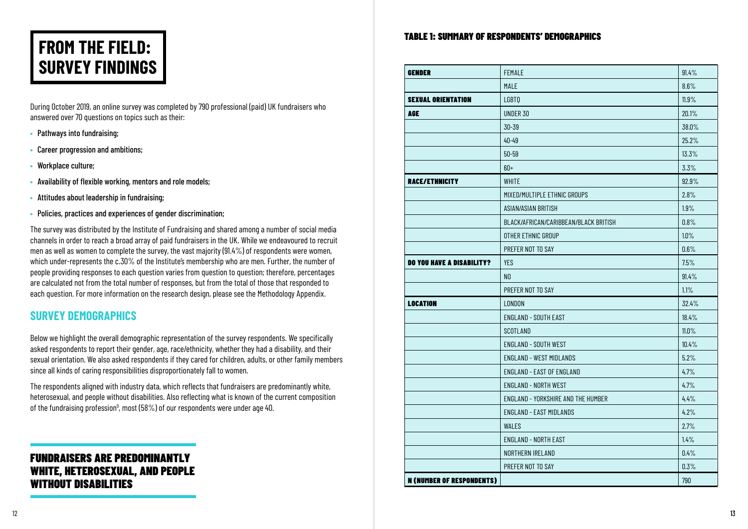# FROM THE FIELD: SURVEY FINDINGS

During October 2019, an online survey was completed by 790 professional (paid) UK fundraisers who answered over 70 questions on topics such as their:

- Pathways into fundraising;
- Career progression and ambitions;
- Workplace culture;
- Availability of flexible working, mentors and role models;
- Attitudes about leadership in fundraising;
- Policies, practices and experiences of gender discrimination;

The survey was distributed by the Institute of Fundraising and shared among a number of social media channels in order to reach a broad array of paid fundraisers in the UK. While we endeavoured to recruit men as well as women to complete the survey, the vast majority (91.4%) of respondents were women, which under-represents the c.30% of the Institute's membership who are men. Further, the number of people providing responses to each question varies from question to question; therefore, percentages are calculated not from the total number of responses, but from the total of those that responded to each question. For more information on the research design, please see the Methodology Appendix.

## SURVEY DEMOGRAPHICS

Below we highlight the overall demographic representation of the survey respondents. We specifically asked respondents to report their gender, age, race/ethnicity, whether they had a disability, and their sexual orientation. We also asked respondents if they cared for children, adults, or other family members since all kinds of caring responsibilities disproportionately fall to women.

The respondents aligned with industry data, which reflects that fundraisers are predominantly white, heterosexual, and people without disabilities. Also reflecting what is known of the current composition of the fundraising profession[9], most (58%) of our respondents were under age 40.

### FUNDRAISERS ARE PREDOMINANTLY WHITE, HETEROSEXUAL, AND PEOPLE WITHOUT DISABILITIES

#### TABLE 1: SUMMARY OF RESPONDENTS' DEMOGRAPHICS

| | | |
|---|---|---|
| **GENDER** | FEMALE | 91.4% |
| | MALE | 8.6% |
| **SEXUAL ORIENTATION** | LGBTQ | 11.9% |
| **AGE** | UNDER 30 | 20.1% |
| | 30-39 | 38.0% |
| | 40-49 | 25.2% |
| | 50-59 | 13.3% |
| | 60+ | 3.3% |
| **RACE/ETHNICITY** | WHITE | 92.9% |
| | MIXED/MULTIPLE ETHNIC GROUPS | 2.8% |
| | ASIAN/ASIAN BRITISH | 1.9% |
| | BLACK/AFRICAN/CARIBBEAN/BLACK BRITISH | 0.8% |
| | OTHER ETHNIC GROUP | 1.0% |
| | PREFER NOT TO SAY | 0.6% |
| **DO YOU HAVE A DISABILITY?** | YES | 7.5% |
| | NO | 91.4% |
| | PREFER NOT TO SAY | 1.1% |
| **LOCATION** | LONDON | 32.4% |
| | ENGLAND - SOUTH EAST | 18.4% |
| | SCOTLAND | 11.0% |
| | ENGLAND - SOUTH WEST | 10.4% |
| | ENGLAND - WEST MIDLANDS | 5.2% |
| | ENGLAND - EAST OF ENGLAND | 4.7% |
| | ENGLAND - NORTH WEST | 4.7% |
| | ENGLAND - YORKSHIRE AND THE HUMBER | 4.4% |
| | ENGLAND - EAST MIDLANDS | 4.2% |
| | WALES | 2.7% |
| | ENGLAND - NORTH EAST | 1.4% |
| | NORTHERN IRELAND | 0.4% |
| | PREFER NOT TO SAY | 0.3% |
| **N (NUMBER OF RESPONDENTS)** | | 790 |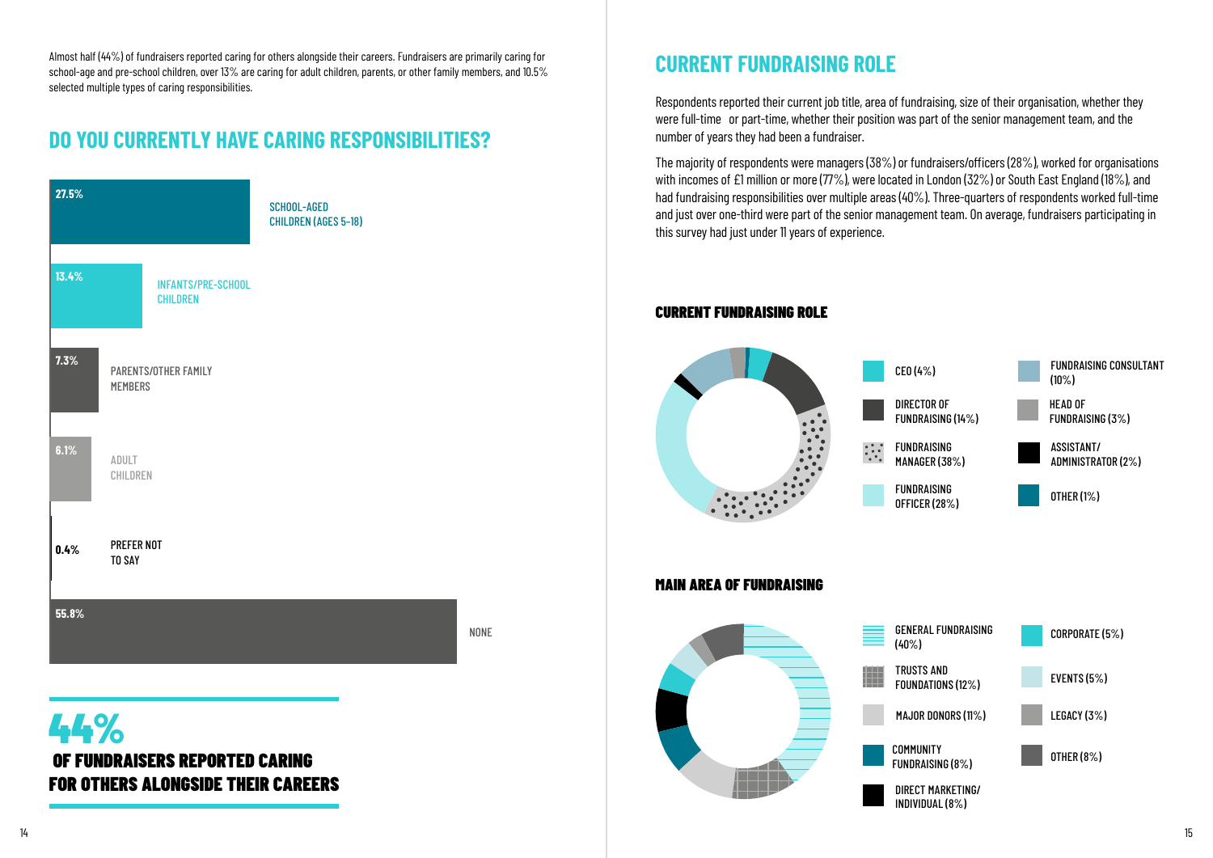Almost half (44%) of fundraisers reported caring for others alongside their careers. Fundraisers are primarily caring for school-age and pre-school children, over 13% are caring for adult children, parents, or other family members, and 10.5% selected multiple types of caring responsibilities.

## DO YOU CURRENTLY HAVE CARING RESPONSIBILITIES?

| Response | % |
|---|---|
| School-aged children (ages 5–18) | 27.5% |
| Infants/pre-school children | 13.4% |
| Parents/other family members | 7.3% |
| Adult children | 6.1% |
| Prefer not to say | 0.4% |
| None | 55.8% |

**44%**

**OF FUNDRAISERS REPORTED CARING FOR OTHERS ALONGSIDE THEIR CAREERS**

## CURRENT FUNDRAISING ROLE

Respondents reported their current job title, area of fundraising, size of their organisation, whether they were full-time or part-time, whether their position was part of the senior management team, and the number of years they had been a fundraiser.

The majority of respondents were managers (38%) or fundraisers/officers (28%), worked for organisations with incomes of £1 million or more (77%), were located in London (32%) or South East England (18%), and had fundraising responsibilities over multiple areas (40%). Three-quarters of respondents worked full-time and just over one-third were part of the senior management team. On average, fundraisers participating in this survey had just under 11 years of experience.

### CURRENT FUNDRAISING ROLE

| Role | % |
|---|---|
| CEO | 4% |
| Director of Fundraising | 14% |
| Fundraising Manager | 38% |
| Fundraising Officer | 28% |
| Fundraising Consultant | 10% |
| Head of Fundraising | 3% |
| Assistant/Administrator | 2% |
| Other | 1% |

### MAIN AREA OF FUNDRAISING

| Area | % |
|---|---|
| General Fundraising | 40% |
| Trusts and Foundations | 12% |
| Major Donors | 11% |
| Community Fundraising | 8% |
| Direct Marketing/Individual | 8% |
| Corporate | 5% |
| Events | 5% |
| Legacy | 3% |
| Other | 8% |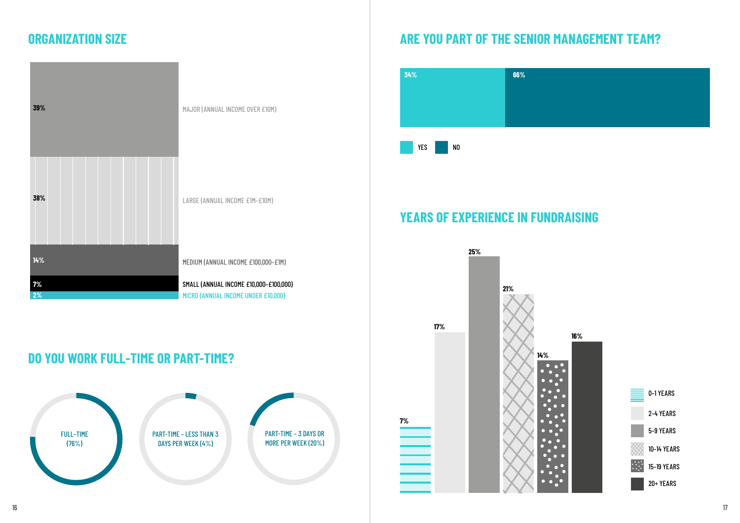## ORGANIZATION SIZE

| Percentage | Organization size |
|---|---|
| 39% | MAJOR (ANNUAL INCOME OVER £10M) |
| 38% | LARGE (ANNUAL INCOME £1M–£10M) |
| 14% | MEDIUM (ANNUAL INCOME £100,000–£1M) |
| 7% | SMALL (ANNUAL INCOME £10,000–£100,000) |
| 2% | MICRO (ANNUAL INCOME UNDER £10,000) |

## DO YOU WORK FULL-TIME OR PART-TIME?

- FULL-TIME (76%)
- PART-TIME – LESS THAN 3 DAYS PER WEEK (4%)
- PART-TIME – 3 DAYS OR MORE PER WEEK (20%)

## ARE YOU PART OF THE SENIOR MANAGEMENT TEAM?

| YES | NO |
|---|---|
| 34% | 66% |

## YEARS OF EXPERIENCE IN FUNDRAISING

| Years | Percentage |
|---|---|
| 0–1 YEARS | 7% |
| 2–4 YEARS | 17% |
| 5–9 YEARS | 25% |
| 10–14 YEARS | 21% |
| 15–19 YEARS | 14% |
| 20+ YEARS | 16% |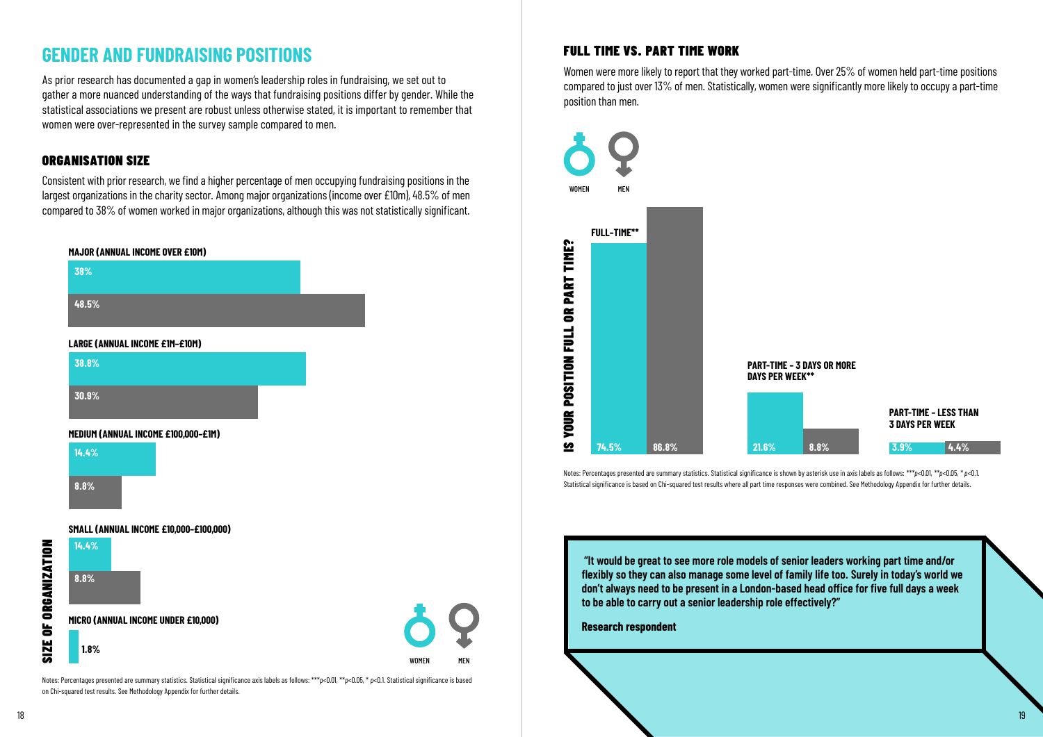## GENDER AND FUNDRAISING POSITIONS

As prior research has documented a gap in women's leadership roles in fundraising, we set out to gather a more nuanced understanding of the ways that fundraising positions differ by gender. While the statistical associations we present are robust unless otherwise stated, it is important to remember that women were over-represented in the survey sample compared to men.

### ORGANISATION SIZE

Consistent with prior research, we find a higher percentage of men occupying fundraising positions in the largest organizations in the charity sector. Among major organizations (income over £10m), 48.5% of men compared to 38% of women worked in major organizations, although this was not statistically significant.

**SIZE OF ORGANIZATION**

| Size of organization | Women | Men |
|---|---|---|
| MAJOR (ANNUAL INCOME OVER £10M) | 38% | 48.5% |
| LARGE (ANNUAL INCOME £1M–£10M) | 38.8% | 30.9% |
| MEDIUM (ANNUAL INCOME £100,000–£1M) | 14.4% | 8.8% |
| SMALL (ANNUAL INCOME £10,000–£100,000) | 14.4% | 8.8% |
| MICRO (ANNUAL INCOME UNDER £10,000) | 1.8% | |

Notes: Percentages presented are summary statistics. Statistical significance axis labels as follows: *** $p$<0.01, ** $p$<0.05, * $p$<0.1. Statistical significance is based on Chi-squared test results. See Methodology Appendix for further details.

### FULL TIME VS. PART TIME WORK

Women were more likely to report that they worked part-time. Over 25% of women held part-time positions compared to just over 13% of men. Statistically, women were significantly more likely to occupy a part-time position than men.

**IS YOUR POSITION FULL OR PART TIME?**

| | Women | Men |
|---|---|---|
| FULL-TIME** | 74.5% | 86.8% |
| PART-TIME – 3 DAYS OR MORE DAYS PER WEEK** | 21.6% | 8.8% |
| PART-TIME – LESS THAN 3 DAYS PER WEEK | 3.9% | 4.4% |

Notes: Percentages presented are summary statistics. Statistical significance is shown by asterisk use in axis labels as follows: *** $p$<0.01, ** $p$<0.05, * $p$<0.1. Statistical significance is based on Chi-squared test results where all part time responses were combined. See Methodology Appendix for further details.

> **"It would be great to see more role models of senior leaders working part time and/or flexibly so they can also manage some level of family life too. Surely in today's world we don't always need to be present in a London-based head office for five full days a week to be able to carry out a senior leadership role effectively?"**
>
> **Research respondent**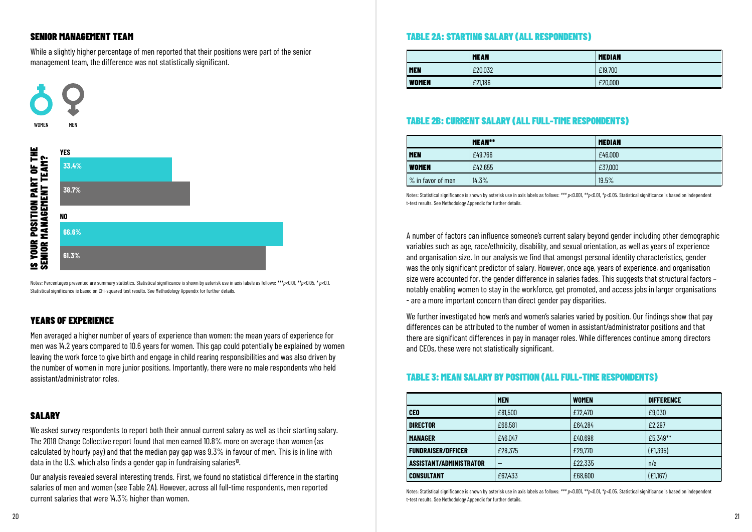## SENIOR MANAGEMENT TEAM

While a slightly higher percentage of men reported that their positions were part of the senior management team, the difference was not statistically significant.

WOMEN MEN

**IS YOUR POSITION PART OF THE SENIOR MANAGEMENT TEAM?**

| | Women | Men |
|---|---|---|
| YES | 33.4% | 38.7% |
| NO | 66.6% | 61.3% |

Notes: Percentages presented are summary statistics. Statistical significance is shown by asterisk use in axis labels as follows: ***$p$<0.01, **$p$<0.05, * $p$<0.1. Statistical significance is based on Chi-squared test results. See Methodology Appendix for further details.

## YEARS OF EXPERIENCE

Men averaged a higher number of years of experience than women: the mean years of experience for men was 14.2 years compared to 10.6 years for women. This gap could potentially be explained by women leaving the work force to give birth and engage in child rearing responsibilities and was also driven by the number of women in more junior positions. Importantly, there were no male respondents who held assistant/administrator roles.

## SALARY

We asked survey respondents to report both their annual current salary as well as their starting salary. The 2018 Change Collective report found that men earned 10.8% more on average than women (as calculated by hourly pay) and that the median pay gap was 9.3% in favour of men. This is in line with data in the U.S. which also finds a gender gap in fundraising salaries[10].

Our analysis revealed several interesting trends. First, we found no statistical difference in the starting salaries of men and women (see Table 2A). However, across all full-time respondents, men reported current salaries that were 14.3% higher than women.

### TABLE 2A: STARTING SALARY (ALL RESPONDENTS)

| | MEAN | MEDIAN |
|---|---|---|
| **MEN** | £20,032 | £19,700 |
| **WOMEN** | £21,186 | £20,000 |

### TABLE 2B: CURRENT SALARY (ALL FULL-TIME RESPONDENTS)

| | MEAN** | MEDIAN |
|---|---|---|
| **MEN** | £49,766 | £46,000 |
| **WOMEN** | £42,655 | £37,000 |
| % in favor of men | 14.3% | 19.5% |

Notes: Statistical significance is shown by asterisk use in axis labels as follows: *** $p$<0.001, **$p$<0.01, *$p$<0.05. Statistical significance is based on independent t-test results. See Methodology Appendix for further details.

A number of factors can influence someone's current salary beyond gender including other demographic variables such as age, race/ethnicity, disability, and sexual orientation, as well as years of experience and organisation size. In our analysis we find that amongst personal identity characteristics, gender was the only significant predictor of salary. However, once age, years of experience, and organisation size were accounted for, the gender difference in salaries fades. This suggests that structural factors – notably enabling women to stay in the workforce, get promoted, and access jobs in larger organisations - are a more important concern than direct gender pay disparities.

We further investigated how men's and women's salaries varied by position. Our findings show that pay differences can be attributed to the number of women in assistant/administrator positions and that there are significant differences in pay in manager roles. While differences continue among directors and CEOs, these were not statistically significant.

### TABLE 3: MEAN SALARY BY POSITION (ALL FULL-TIME RESPONDENTS)

| | MEN | WOMEN | DIFFERENCE |
|---|---|---|---|
| **CEO** | £81,500 | £72,470 | £9,030 |
| **DIRECTOR** | £66,581 | £64,284 | £2,297 |
| **MANAGER** | £46,047 | £40,698 | £5,349** |
| **FUNDRAISER/OFFICER** | £28,375 | £29,770 | (£1,395) |
| **ASSISTANT/ADMINISTRATOR** | – | £22,335 | n/a |
| **CONSULTANT** | £67,433 | £68,600 | (£1,167) |

Notes: Statistical significance is shown by asterisk use in axis labels as follows: *** $p$<0.001, **$p$<0.01, *$p$<0.05. Statistical significance is based on independent t-test results. See Methodology Appendix for further details.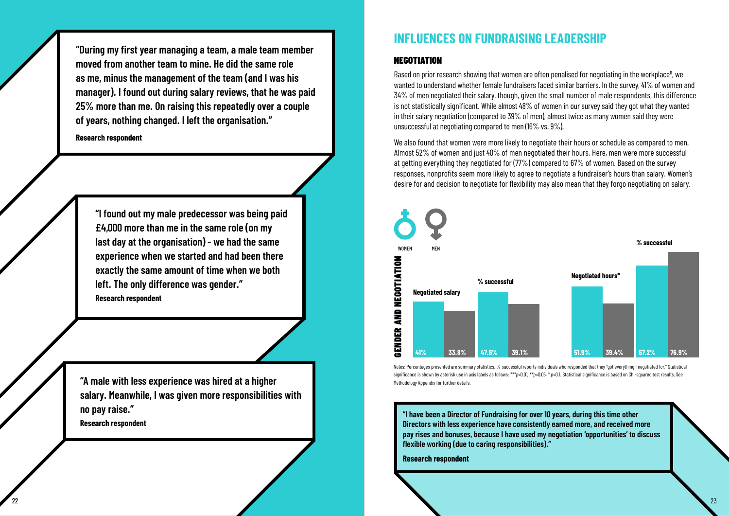> **"During my first year managing a team, a male team member moved from another team to mine. He did the same role as me, minus the management of the team (and I was his manager). I found out during salary reviews, that he was paid 25% more than me. On raising this repeatedly over a couple of years, nothing changed. I left the organisation."**
>
> **Research respondent**

> **"I found out my male predecessor was being paid £4,000 more than me in the same role (on my last day at the organisation) - we had the same experience when we started and had been there exactly the same amount of time when we both left. The only difference was gender."**
>
> **Research respondent**

> **"A male with less experience was hired at a higher salary. Meanwhile, I was given more responsibilities with no pay raise."**
>
> **Research respondent**

# INFLUENCES ON FUNDRAISING LEADERSHIP

## NEGOTIATION

Based on prior research showing that women are often penalised for negotiating in the workplace[11], we wanted to understand whether female fundraisers faced similar barriers. In the survey, 41% of women and 34% of men negotiated their salary, though, given the small number of male respondents, this difference is not statistically significant. While almost 48% of women in our survey said they got what they wanted in their salary negotiation (compared to 39% of men), almost twice as many women said they were unsuccessful at negotiating compared to men (16% vs. 9%).

We also found that women were more likely to negotiate their hours or schedule as compared to men. Almost 52% of women and just 40% of men negotiated their hours. Here, men were more successful at getting everything they negotiated for (77%) compared to 67% of women. Based on the survey responses, nonprofits seem more likely to agree to negotiate a fundraiser's hours than salary. Women's desire for and decision to negotiate for flexibility may also mean that they forgo negotiating on salary.

**GENDER AND NEGOTIATION**

| | Women | Men |
|---|---|---|
| Negotiated salary | 41% | 33.8% |
| % successful | 47.6% | 39.1% |
| Negotiated hours* | 51.9% | 39.4% |
| % successful | 67.2% | 76.9% |

Notes: Percentages presented are summary statistics. % successful reports individuals who responded that they "got everything I negotiated for." Statistical significance is shown by asterisk use in axis labels as follows: *** $p<0.01$, ** $p<0.05$, * $p<0.1$. Statistical significance is based on Chi-squared test results. See Methodology Appendix for further details.

> **"I have been a Director of Fundraising for over 10 years, during this time other Directors with less experience have consistently earned more, and received more pay rises and bonuses, because I have used my negotiation 'opportunities' to discuss flexible working (due to caring responsibilities)."**
>
> **Research respondent**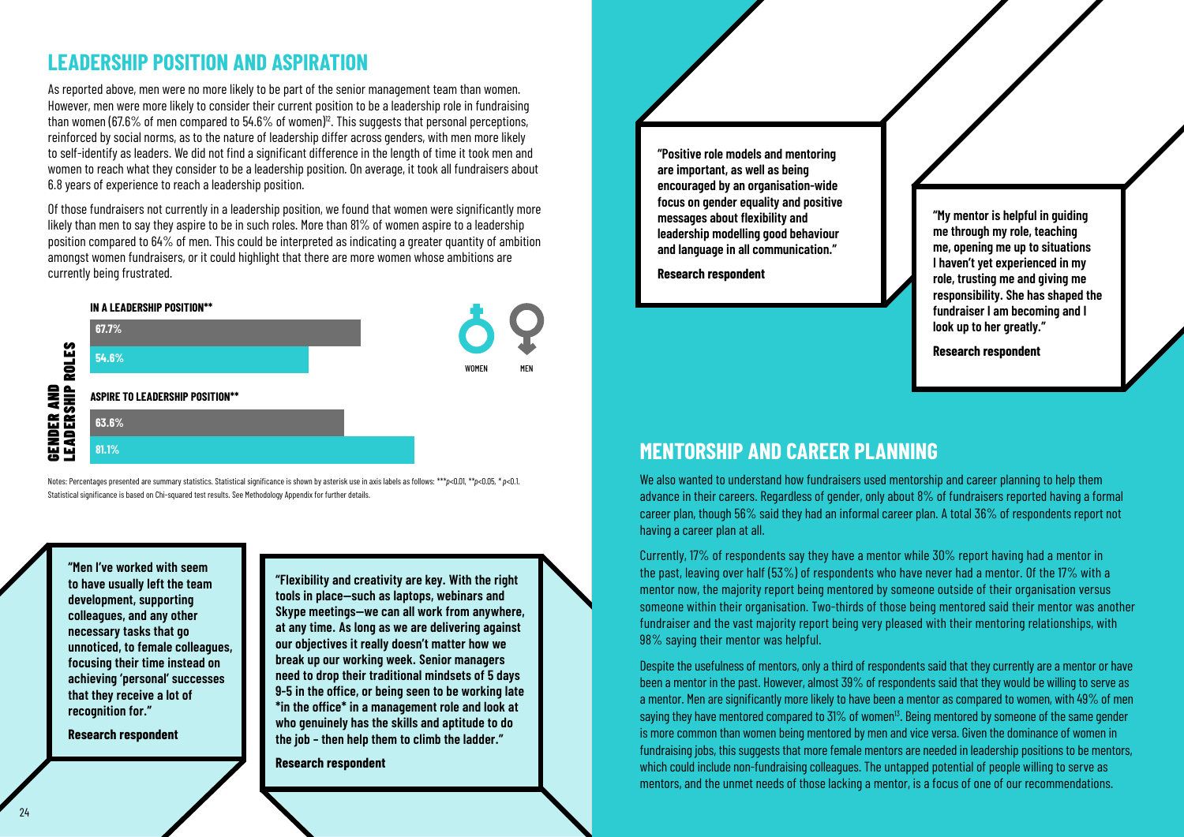## LEADERSHIP POSITION AND ASPIRATION

As reported above, men were no more likely to be part of the senior management team than women. However, men were more likely to consider their current position to be a leadership role in fundraising than women (67.6% of men compared to 54.6% of women)[12]. This suggests that personal perceptions, reinforced by social norms, as to the nature of leadership differ across genders, with men more likely to self-identify as leaders. We did not find a significant difference in the length of time it took men and women to reach what they consider to be a leadership position. On average, it took all fundraisers about 6.8 years of experience to reach a leadership position.

Of those fundraisers not currently in a leadership position, we found that women were significantly more likely than men to say they aspire to be in such roles. More than 81% of women aspire to a leadership position compared to 64% of men. This could be interpreted as indicating a greater quantity of ambition amongst women fundraisers, or it could highlight that there are more women whose ambitions are currently being frustrated.

**GENDER AND LEADERSHIP ROLES**

| | Men | Women |
|---|---|---|
| IN A LEADERSHIP POSITION** | 67.7% | 54.6% |
| ASPIRE TO LEADERSHIP POSITION** | 63.6% | 81.1% |

Notes: Percentages presented are summary statistics. Statistical significance is shown by asterisk use in axis labels as follows: *** $p<0.01$, ** $p<0.05$, * $p<0.1$. Statistical significance is based on Chi-squared test results. See Methodology Appendix for further details.

> **"Men I've worked with seem to have usually left the team development, supporting colleagues, and any other necessary tasks that go unnoticed, to female colleagues, focusing their time instead on achieving 'personal' successes that they receive a lot of recognition for."**
>
> **Research respondent**

> **"Flexibility and creativity are key. With the right tools in place—such as laptops, webinars and Skype meetings—we can all work from anywhere, at any time. As long as we are delivering against our objectives it really doesn't matter how we break up our working week. Senior managers need to drop their traditional mindsets of 5 days 9-5 in the office, or being seen to be working late *in the office* in a management role and look at who genuinely has the skills and aptitude to do the job – then help them to climb the ladder."**
>
> **Research respondent**

> **"Positive role models and mentoring are important, as well as being encouraged by an organisation-wide focus on gender equality and positive messages about flexibility and leadership modelling good behaviour and language in all communication."**
>
> **Research respondent**

> **"My mentor is helpful in guiding me through my role, teaching me, opening me up to situations I haven't yet experienced in my role, trusting me and giving me responsibility. She has shaped the fundraiser I am becoming and I look up to her greatly."**
>
> **Research respondent**

## MENTORSHIP AND CAREER PLANNING

We also wanted to understand how fundraisers used mentorship and career planning to help them advance in their careers. Regardless of gender, only about 8% of fundraisers reported having a formal career plan, though 56% said they had an informal career plan. A total 36% of respondents report not having a career plan at all.

Currently, 17% of respondents say they have a mentor while 30% report having had a mentor in the past, leaving over half (53%) of respondents who have never had a mentor. Of the 17% with a mentor now, the majority report being mentored by someone outside of their organisation versus someone within their organisation. Two-thirds of those being mentored said their mentor was another fundraiser and the vast majority report being very pleased with their mentoring relationships, with 98% saying their mentor was helpful.

Despite the usefulness of mentors, only a third of respondents said that they currently are a mentor or have been a mentor in the past. However, almost 39% of respondents said that they would be willing to serve as a mentor. Men are significantly more likely to have been a mentor as compared to women, with 49% of men saying they have mentored compared to 31% of women[13]. Being mentored by someone of the same gender is more common than women being mentored by men and vice versa. Given the dominance of women in fundraising jobs, this suggests that more female mentors are needed in leadership positions to be mentors, which could include non-fundraising colleagues. The untapped potential of people willing to serve as mentors, and the unmet needs of those lacking a mentor, is a focus of one of our recommendations.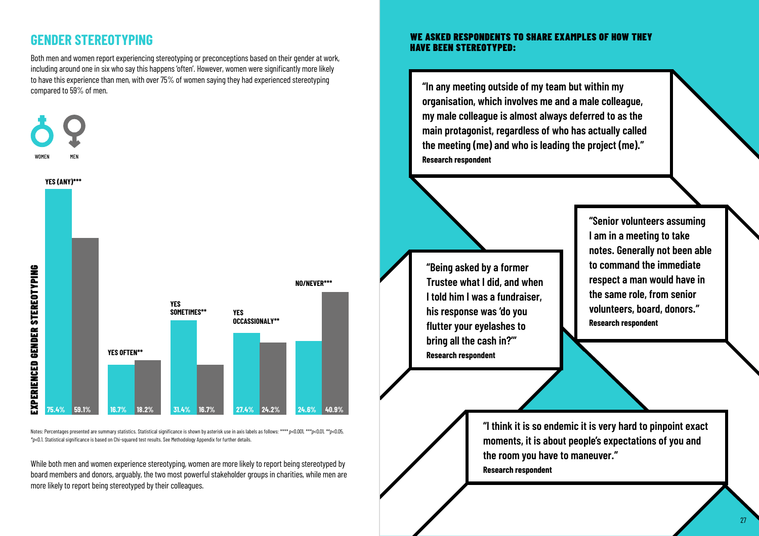## GENDER STEREOTYPING

Both men and women report experiencing stereotyping or preconceptions based on their gender at work, including around one in six who say this happens 'often'. However, women were significantly more likely to have this experience than men, with over 75% of women saying they had experienced stereotyping compared to 59% of men.

**EXPERIENCED GENDER STEREOTYPING**

| | WOMEN | MEN |
|---|---|---|
| YES (ANY)*** | 75.4% | 59.1% |
| YES OFTEN** | 16.7% | 18.2% |
| YES SOMETIMES** | 31.4% | 16.7% |
| YES OCCASSIONALY** | 27.4% | 24.2% |
| NO/NEVER*** | 24.6% | 40.9% |

Notes: Percentages presented are summary statistics. Statistical significance is shown by asterisk use in axis labels as follows: **** $p<0.001$, *** $p<0.01$, ** $p<0.05$, * $p<0.1$. Statistical significance is based on Chi-squared test results. See Methodology Appendix for further details.

While both men and women experience stereotyping, women are more likely to report being stereotyped by board members and donors, arguably, the two most powerful stakeholder groups in charities, while men are more likely to report being stereotyped by their colleagues.

**WE ASKED RESPONDENTS TO SHARE EXAMPLES OF HOW THEY HAVE BEEN STEREOTYPED:**

**"In any meeting outside of my team but within my organisation, which involves me and a male colleague, my male colleague is almost always deferred to as the main protagonist, regardless of who has actually called the meeting (me) and who is leading the project (me)."**
**Research respondent**

**"Being asked by a former Trustee what I did, and when I told him I was a fundraiser, his response was 'do you flutter your eyelashes to bring all the cash in?'"**
**Research respondent**

**"Senior volunteers assuming I am in a meeting to take notes. Generally not been able to command the immediate respect a man would have in the same role, from senior volunteers, board, donors."**
**Research respondent**

**"I think it is so endemic it is very hard to pinpoint exact moments, it is about people's expectations of you and the room you have to maneuver."**
**Research respondent**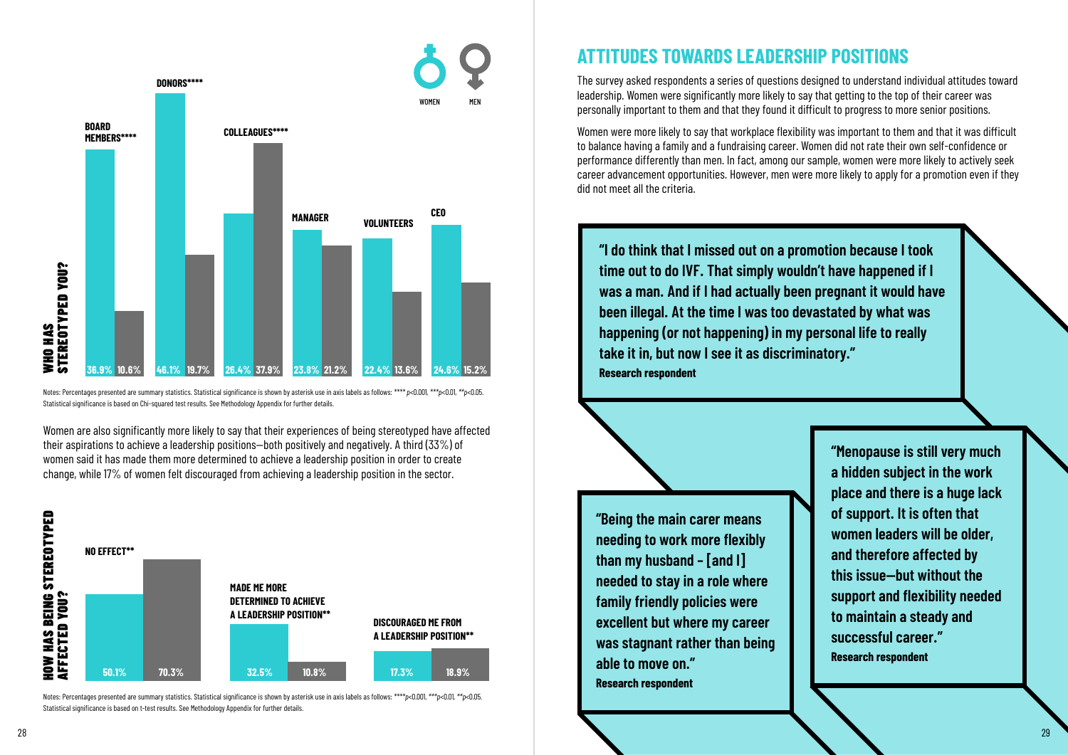| WHO HAS STEREOTYPED YOU? | Women | Men |
| --- | --- | --- |
| BOARD MEMBERS**** | 36.9% | 10.6% |
| DONORS**** | 46.1% | 19.7% |
| COLLEAGUES**** | 26.4% | 37.9% |
| MANAGER | 23.8% | 21.2% |
| VOLUNTEERS | 22.4% | 13.6% |
| CEO | 24.6% | 15.2% |

Notes: Percentages presented are summary statistics. Statistical significance is shown by asterisk use in axis labels as follows: **** $p<0.001$, *** $p<0.01$, ** $p<0.05$. Statistical significance is based on Chi-squared test results. See Methodology Appendix for further details.

Women are also significantly more likely to say that their experiences of being stereotyped have affected their aspirations to achieve a leadership positions—both positively and negatively. A third (33%) of women said it has made them more determined to achieve a leadership position in order to create change, while 17% of women felt discouraged from achieving a leadership position in the sector.

| HOW HAS BEING STEREOTYPED AFFECTED YOU? | Women | Men |
| --- | --- | --- |
| NO EFFECT** | 50.1% | 70.3% |
| MADE ME MORE DETERMINED TO ACHIEVE A LEADERSHIP POSITION** | 32.5% | 10.8% |
| DISCOURAGED ME FROM A LEADERSHIP POSITION** | 17.3% | 18.9% |

Notes: Percentages presented are summary statistics. Statistical significance is shown by asterisk use in axis labels as follows: **** $p<0.001$, *** $p<0.01$, ** $p<0.05$. Statistical significance is based on t-test results. See Methodology Appendix for further details.

## ATTITUDES TOWARDS LEADERSHIP POSITIONS

The survey asked respondents a series of questions designed to understand individual attitudes toward leadership. Women were significantly more likely to say that getting to the top of their career was personally important to them and that they found it difficult to progress to more senior positions.

Women were more likely to say that workplace flexibility was important to them and that it was difficult to balance having a family and a fundraising career. Women did not rate their own self-confidence or performance differently than men. In fact, among our sample, women were more likely to actively seek career advancement opportunities. However, men were more likely to apply for a promotion even if they did not meet all the criteria.

**"I do think that I missed out on a promotion because I took time out to do IVF. That simply wouldn't have happened if I was a man. And if I had actually been pregnant it would have been illegal. At the time I was too devastated by what was happening (or not happening) in my personal life to really take it in, but now I see it as discriminatory."**
**Research respondent**

**"Being the main carer means needing to work more flexibly than my husband - [and I] needed to stay in a role where family friendly policies were excellent but where my career was stagnant rather than being able to move on."**
**Research respondent**

**"Menopause is still very much a hidden subject in the work place and there is a huge lack of support. It is often that women leaders will be older, and therefore affected by this issue—but without the support and flexibility needed to maintain a steady and successful career."**
**Research respondent**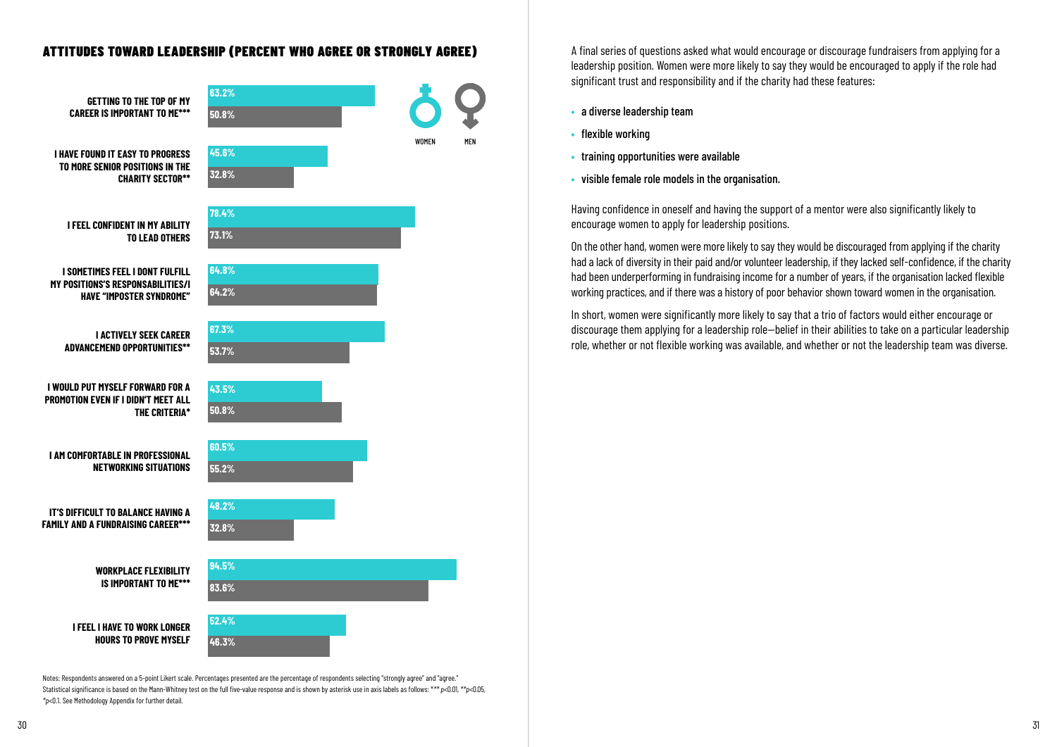## ATTITUDES TOWARD LEADERSHIP (PERCENT WHO AGREE OR STRONGLY AGREE)

| Statement | Women | Men |
|---|---|---|
| GETTING TO THE TOP OF MY CAREER IS IMPORTANT TO ME*** | 63.2% | 50.8% |
| I HAVE FOUND IT EASY TO PROGRESS TO MORE SENIOR POSITIONS IN THE CHARITY SECTOR** | 45.6% | 32.8% |
| I FEEL CONFIDENT IN MY ABILITY TO LEAD OTHERS | 78.4% | 73.1% |
| I SOMETIMES FEEL I DONT FULFILL MY POSITIONS'S RESPONSABILITIES/I HAVE "IMPOSTER SYNDROME" | 64.8% | 64.2% |
| I ACTIVELY SEEK CAREER ADVANCEMEND OPPORTUNITIES** | 67.3% | 53.7% |
| I WOULD PUT MYSELF FORWARD FOR A PROMOTION EVEN IF I DIDN'T MEET ALL THE CRITERIA* | 43.5% | 50.8% |
| I AM COMFORTABLE IN PROFESSIONAL NETWORKING SITUATIONS | 60.5% | 55.2% |
| IT'S DIFFICULT TO BALANCE HAVING A FAMILY AND A FUNDRAISING CAREER*** | 48.2% | 32.8% |
| WORKPLACE FLEXIBILITY IS IMPORTANT TO ME*** | 94.5% | 83.6% |
| I FEEL I HAVE TO WORK LONGER HOURS TO PROVE MYSELF | 52.4% | 46.3% |

Notes: Respondents answered on a 5-point Likert scale. Percentages presented are the percentage of respondents selecting "strongly agree" and "agree." Statistical significance is based on the Mann-Whitney test on the full five-value response and is shown by asterisk use in axis labels as follows: *** $p<0.01$, ** $p<0.05$, * $p<0.1$. See Methodology Appendix for further detail.

A final series of questions asked what would encourage or discourage fundraisers from applying for a leadership position. Women were more likely to say they would be encouraged to apply if the role had significant trust and responsibility and if the charity had these features:

- a diverse leadership team
- flexible working
- training opportunities were available
- visible female role models in the organisation.

Having confidence in oneself and having the support of a mentor were also significantly likely to encourage women to apply for leadership positions.

On the other hand, women were more likely to say they would be discouraged from applying if the charity had a lack of diversity in their paid and/or volunteer leadership, if they lacked self-confidence, if the charity had been underperforming in fundraising income for a number of years, if the organisation lacked flexible working practices, and if there was a history of poor behavior shown toward women in the organisation.

In short, women were significantly more likely to say that a trio of factors would either encourage or discourage them applying for a leadership role—belief in their abilities to take on a particular leadership role, whether or not flexible working was available, and whether or not the leadership team was diverse.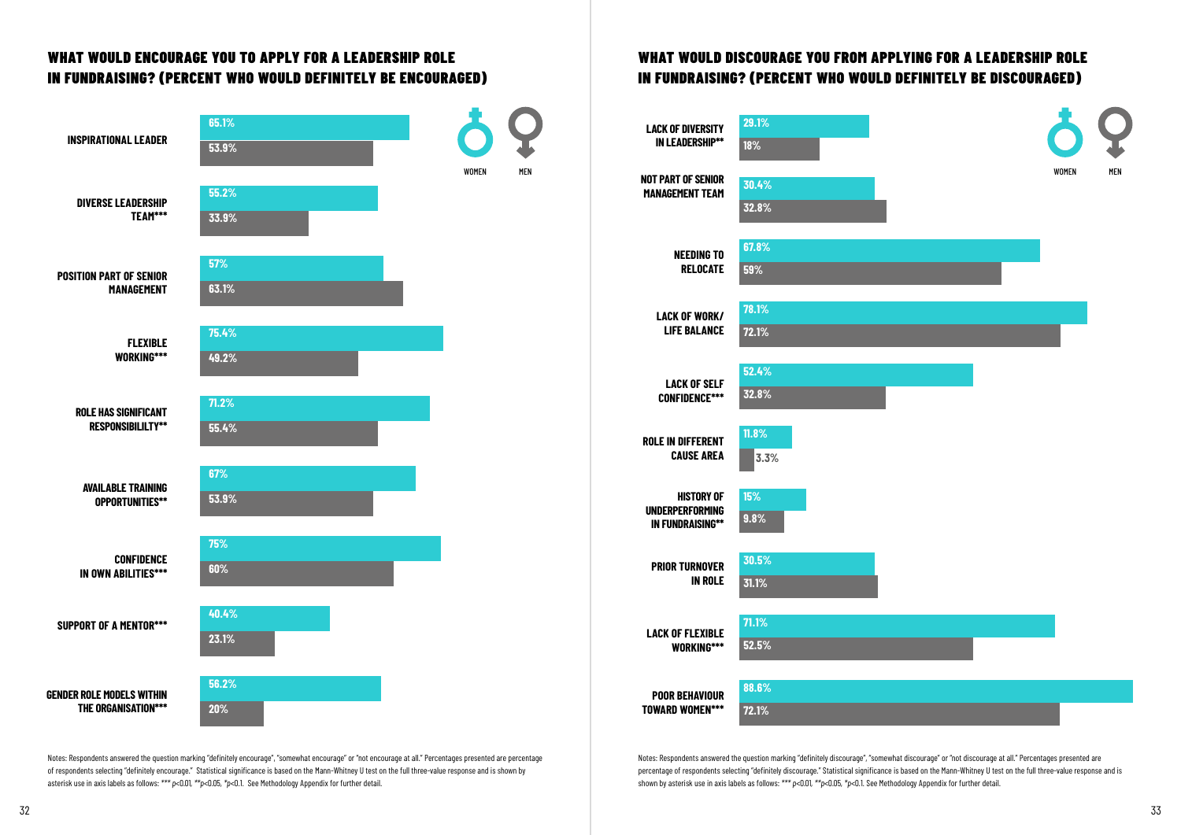## WHAT WOULD ENCOURAGE YOU TO APPLY FOR A LEADERSHIP ROLE IN FUNDRAISING? (PERCENT WHO WOULD DEFINITELY BE ENCOURAGED)

| | WOMEN | MEN |
|---|---|---|
| INSPIRATIONAL LEADER | 65.1% | 53.9% |
| DIVERSE LEADERSHIP TEAM*** | 55.2% | 33.9% |
| POSITION PART OF SENIOR MANAGEMENT | 57% | 63.1% |
| FLEXIBLE WORKING*** | 75.4% | 49.2% |
| ROLE HAS SIGNIFICANT RESPONSIBILILTY** | 71.2% | 55.4% |
| AVAILABLE TRAINING OPPORTUNITIES** | 67% | 53.9% |
| CONFIDENCE IN OWN ABILITIES*** | 75% | 60% |
| SUPPORT OF A MENTOR*** | 40.4% | 23.1% |
| GENDER ROLE MODELS WITHIN THE ORGANISATION*** | 56.2% | 20% |

Notes: Respondents answered the question marking "definitely encourage", "somewhat encourage" or "not encourage at all." Percentages presented are percentage of respondents selecting "definitely encourage." Statistical significance is based on the Mann-Whitney U test on the full three-value response and is shown by asterisk use in axis labels as follows: *** $p<0.01$, ** $p<0.05$, * $p<0.1$. See Methodology Appendix for further detail.

## WHAT WOULD DISCOURAGE YOU FROM APPLYING FOR A LEADERSHIP ROLE IN FUNDRAISING? (PERCENT WHO WOULD DEFINITELY BE DISCOURAGED)

| | WOMEN | MEN |
|---|---|---|
| LACK OF DIVERSITY IN LEADERSHIP** | 29.1% | 18% |
| NOT PART OF SENIOR MANAGEMENT TEAM | 30.4% | 32.8% |
| NEEDING TO RELOCATE | 67.8% | 59% |
| LACK OF WORK/LIFE BALANCE | 78.1% | 72.1% |
| LACK OF SELF CONFIDENCE*** | 52.4% | 32.8% |
| ROLE IN DIFFERENT CAUSE AREA | 11.8% | 3.3% |
| HISTORY OF UNDERPERFORMING IN FUNDRAISING** | 15% | 9.8% |
| PRIOR TURNOVER IN ROLE | 30.5% | 31.1% |
| LACK OF FLEXIBLE WORKING*** | 71.1% | 52.5% |
| POOR BEHAVIOUR TOWARD WOMEN*** | 88.6% | 72.1% |

Notes: Respondents answered the question marking "definitely discourage", "somewhat discourage" or "not discourage at all." Percentages presented are percentage of respondents selecting "definitely discourage." Statistical significance is based on the Mann-Whitney U test on the full three-value response and is shown by asterisk use in axis labels as follows: *** $p<0.01$, ** $p<0.05$, * $p<0.1$. See Methodology Appendix for further detail.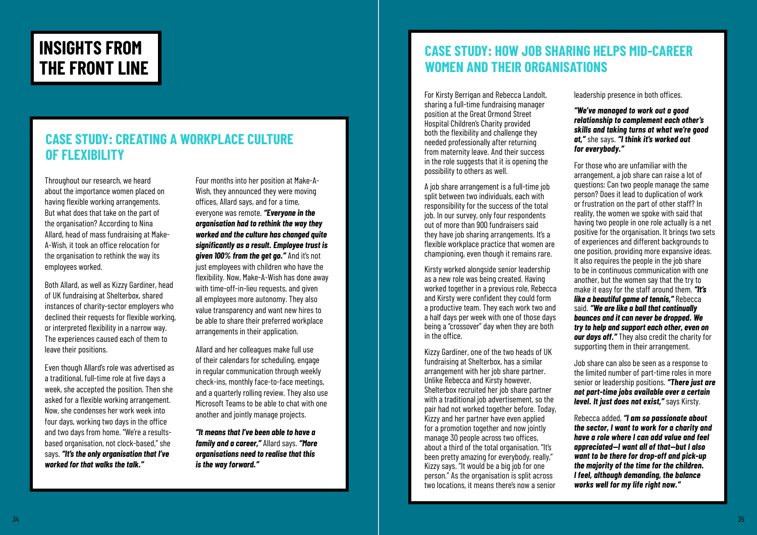# INSIGHTS FROM THE FRONT LINE

## CASE STUDY: CREATING A WORKPLACE CULTURE OF FLEXIBILITY

Throughout our research, we heard about the importance women placed on having flexible working arrangements. But what does that take on the part of the organisation? According to Nina Allard, head of mass fundraising at Make-A-Wish, it took an office relocation for the organisation to rethink the way its employees worked.

Both Allard, as well as Kizzy Gardiner, head of UK fundraising at Shelterbox, shared instances of charity-sector employers who declined their requests for flexible working, or interpreted flexibility in a narrow way. The experiences caused each of them to leave their positions.

Even though Allard's role was advertised as a traditional, full-time role at five days a week, she accepted the position. Then she asked for a flexible working arrangement. Now, she condenses her work week into four days, working two days in the office and two days from home. "We're a results-based organisation, not clock-based," she says. ***"It's the only organisation that I've worked for that walks the talk."***

Four months into her position at Make-A-Wish, they announced they were moving offices, Allard says, and for a time, everyone was remote. ***"Everyone in the organisation had to rethink the way they worked and the culture has changed quite significantly as a result. Employee trust is given 100% from the get go."*** And it's not just employees with children who have the flexibility. Now, Make-A-Wish has done away with time-off-in-lieu requests, and given all employees more autonomy. They also value transparency and want new hires to be able to share their preferred workplace arrangements in their application.

Allard and her colleagues make full use of their calendars for scheduling, engage in regular communication through weekly check-ins, monthly face-to-face meetings, and a quarterly rolling review. They also use Microsoft Teams to be able to chat with one another and jointly manage projects.

***"It means that I've been able to have a family and a career,"*** Allard says. ***"More organisations need to realise that this is the way forward."***

## CASE STUDY: HOW JOB SHARING HELPS MID-CAREER WOMEN AND THEIR ORGANISATIONS

For Kirsty Berrigan and Rebecca Landolt, sharing a full-time fundraising manager position at the Great Ormond Street Hospital Children's Charity provided both the flexibility and challenge they needed professionally after returning from maternity leave. And their success in the role suggests that it is opening the possibility to others as well.

A job share arrangement is a full-time job split between two individuals, each with responsibility for the success of the total job. In our survey, only four respondents out of more than 900 fundraisers said they have job sharing arrangements. It's a flexible workplace practice that women are championing, even though it remains rare.

Kirsty worked alongside senior leadership as a new role was being created. Having worked together in a previous role, Rebecca and Kirsty were confident they could form a productive team. They each work two and a half days per week with one of those days being a "crossover" day when they are both in the office.

Kizzy Gardiner, one of the two heads of UK fundraising at Shelterbox, has a similar arrangement with her job share partner. Unlike Rebecca and Kirsty however, Shelterbox recruited her job share partner with a traditional job advertisement, so the pair had not worked together before. Today, Kizzy and her partner have even applied for a promotion together and now jointly manage 30 people across two offices, about a third of the total organisation. "It's been pretty amazing for everybody, really," Kizzy says. "It would be a big job for one person." As the organisation is split across two locations, it means there's now a senior leadership presence in both offices.

***"We've managed to work out a good relationship to complement each other's skills and taking turns at what we're good at,"*** she says. ***"I think it's worked out for everybody."***

For those who are unfamiliar with the arrangement, a job share can raise a lot of questions: Can two people manage the same person? Does it lead to duplication of work or frustration on the part of other staff? In reality, the women we spoke with said that having two people in one role actually is a net positive for the organisation. It brings two sets of experiences and different backgrounds to one position, providing more expansive ideas. It also requires the people in the job share to be in continuous communication with one another, but the women say that the try to make it easy for the staff around them. ***"It's like a beautiful game of tennis,"*** Rebecca said. ***"We are like a ball that continually bounces and it can never be dropped. We try to help and support each other, even on our days off."*** They also credit the charity for supporting them in their arrangement.

Job share can also be seen as a response to the limited number of part-time roles in more senior or leadership positions. ***"There just are not part-time jobs available over a certain level. It just does not exist,"*** says Kirsty.

Rebecca added, ***"I am so passionate about the sector, I want to work for a charity and have a role where I can add value and feel appreciated—I want all of that—but I also want to be there for drop-off and pick-up the majority of the time for the children. I feel, although demanding, the balance works well for my life right now."***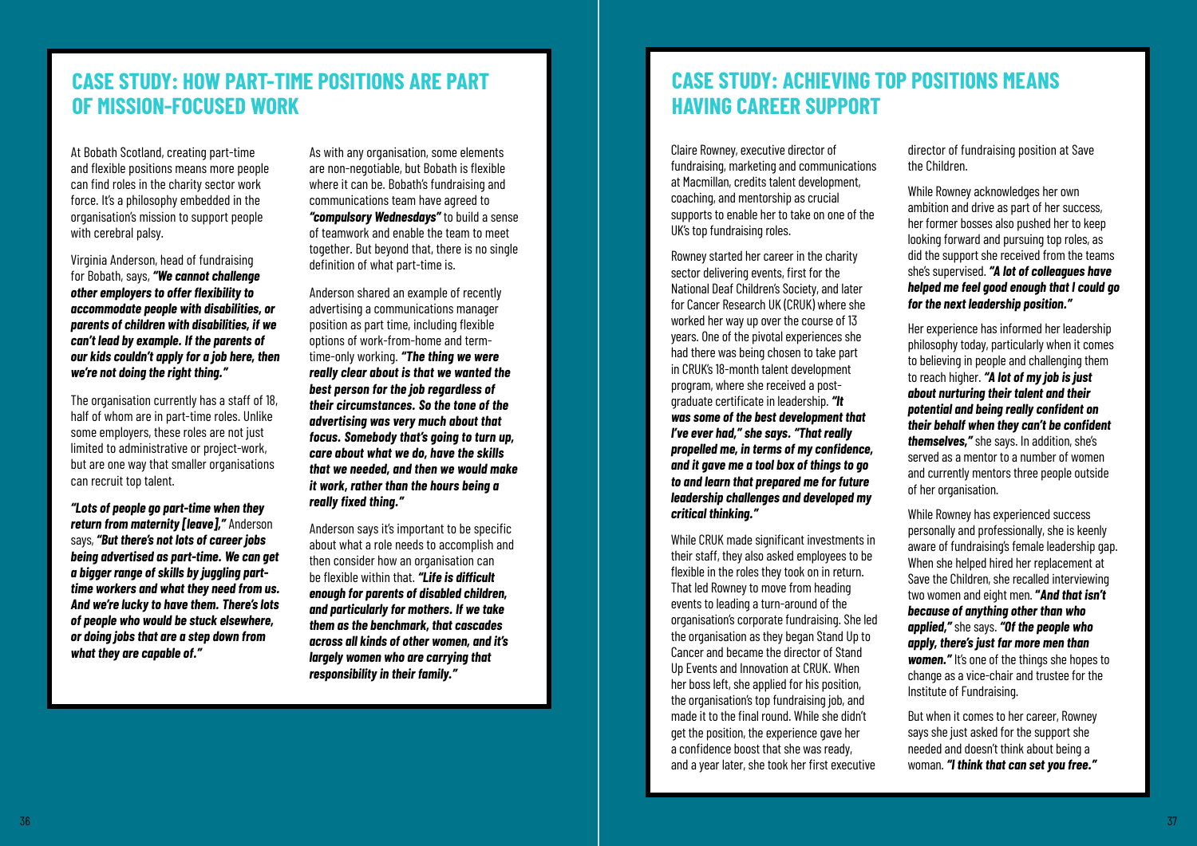## CASE STUDY: HOW PART-TIME POSITIONS ARE PART OF MISSION-FOCUSED WORK

At Bobath Scotland, creating part-time and flexible positions means more people can find roles in the charity sector work force. It's a philosophy embedded in the organisation's mission to support people with cerebral palsy.

Virginia Anderson, head of fundraising for Bobath, says, ***"We cannot challenge other employers to offer flexibility to accommodate people with disabilities, or parents of children with disabilities, if we can't lead by example. If the parents of our kids couldn't apply for a job here, then we're not doing the right thing."***

The organisation currently has a staff of 18, half of whom are in part-time roles. Unlike some employers, these roles are not just limited to administrative or project-work, but are one way that smaller organisations can recruit top talent.

***"Lots of people go part-time when they return from maternity [leave],"*** Anderson says, ***"But there's not lots of career jobs being advertised as part-time. We can get a bigger range of skills by juggling part-time workers and what they need from us. And we're lucky to have them. There's lots of people who would be stuck elsewhere, or doing jobs that are a step down from what they are capable of."***

As with any organisation, some elements are non-negotiable, but Bobath is flexible where it can be. Bobath's fundraising and communications team have agreed to ***"compulsory Wednesdays"*** to build a sense of teamwork and enable the team to meet together. But beyond that, there is no single definition of what part-time is.

Anderson shared an example of recently advertising a communications manager position as part time, including flexible options of work-from-home and term-time-only working. ***"The thing we were really clear about is that we wanted the best person for the job regardless of their circumstances. So the tone of the advertising was very much about that focus. Somebody that's going to turn up, care about what we do, have the skills that we needed, and then we would make it work, rather than the hours being a really fixed thing."***

Anderson says it's important to be specific about what a role needs to accomplish and then consider how an organisation can be flexible within that. ***"Life is difficult enough for parents of disabled children, and particularly for mothers. If we take them as the benchmark, that cascades across all kinds of other women, and it's largely women who are carrying that responsibility in their family."***

## CASE STUDY: ACHIEVING TOP POSITIONS MEANS HAVING CAREER SUPPORT

Claire Rowney, executive director of fundraising, marketing and communications at Macmillan, credits talent development, coaching, and mentorship as crucial supports to enable her to take on one of the UK's top fundraising roles.

Rowney started her career in the charity sector delivering events, first for the National Deaf Children's Society, and later for Cancer Research UK (CRUK) where she worked her way up over the course of 13 years. One of the pivotal experiences she had there was being chosen to take part in CRUK's 18-month talent development program, where she received a post-graduate certificate in leadership. ***"It was some of the best development that I've ever had," she says. "That really propelled me, in terms of my confidence, and it gave me a tool box of things to go to and learn that prepared me for future leadership challenges and developed my critical thinking."***

While CRUK made significant investments in their staff, they also asked employees to be flexible in the roles they took on in return. That led Rowney to move from heading events to leading a turn-around of the organisation's corporate fundraising. She led the organisation as they began Stand Up to Cancer and became the director of Stand Up Events and Innovation at CRUK. When her boss left, she applied for his position, the organisation's top fundraising job, and made it to the final round. While she didn't get the position, the experience gave her a confidence boost that she was ready, and a year later, she took her first executive director of fundraising position at Save the Children.

While Rowney acknowledges her own ambition and drive as part of her success, her former bosses also pushed her to keep looking forward and pursuing top roles, as did the support she received from the teams she's supervised. ***"A lot of colleagues have helped me feel good enough that I could go for the next leadership position."***

Her experience has informed her leadership philosophy today, particularly when it comes to believing in people and challenging them to reach higher. ***"A lot of my job is just about nurturing their talent and their potential and being really confident on their behalf when they can't be confident themselves,"*** she says. In addition, she's served as a mentor to a number of women and currently mentors three people outside of her organisation.

While Rowney has experienced success personally and professionally, she is keenly aware of fundraising's female leadership gap. When she helped hired her replacement at Save the Children, she recalled interviewing two women and eight men. ***"And that isn't because of anything other than who applied,"*** she says. ***"Of the people who apply, there's just far more men than women."*** It's one of the things she hopes to change as a vice-chair and trustee for the Institute of Fundraising.

But when it comes to her career, Rowney says she just asked for the support she needed and doesn't think about being a woman. ***"I think that can set you free."***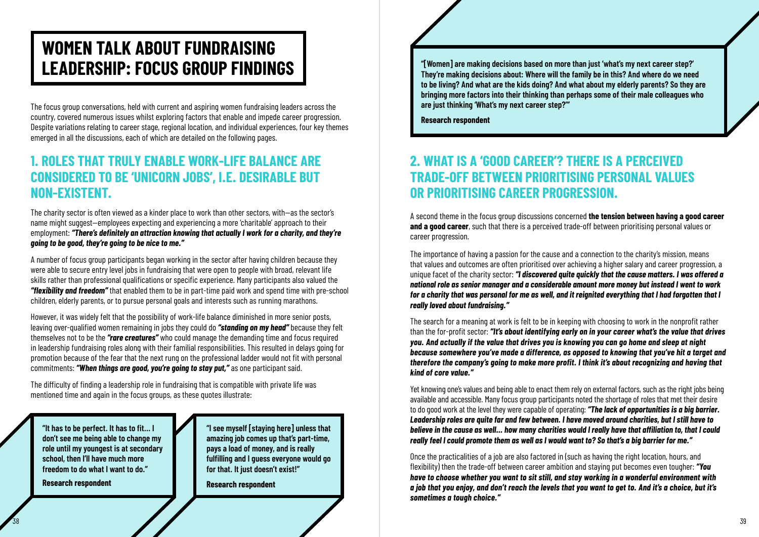# WOMEN TALK ABOUT FUNDRAISING LEADERSHIP: FOCUS GROUP FINDINGS

The focus group conversations, held with current and aspiring women fundraising leaders across the country, covered numerous issues whilst exploring factors that enable and impede career progression. Despite variations relating to career stage, regional location, and individual experiences, four key themes emerged in all the discussions, each of which are detailed on the following pages.

## 1. ROLES THAT TRULY ENABLE WORK-LIFE BALANCE ARE CONSIDERED TO BE 'UNICORN JOBS', I.E. DESIRABLE BUT NON-EXISTENT.

The charity sector is often viewed as a kinder place to work than other sectors, with—as the sector's name might suggest—employees expecting and experiencing a more 'charitable' approach to their employment: ***"There's definitely an attraction knowing that actually I work for a charity, and they're going to be good, they're going to be nice to me."***

A number of focus group participants began working in the sector after having children because they were able to secure entry level jobs in fundraising that were open to people with broad, relevant life skills rather than professional qualifications or specific experience. Many participants also valued the ***"flexibility and freedom"*** that enabled them to be in part-time paid work and spend time with pre-school children, elderly parents, or to pursue personal goals and interests such as running marathons.

However, it was widely felt that the possibility of work-life balance diminished in more senior posts, leaving over-qualified women remaining in jobs they could do ***"standing on my head"*** because they felt themselves not to be the ***"rare creatures"*** who could manage the demanding time and focus required in leadership fundraising roles along with their familial responsibilities. This resulted in delays going for promotion because of the fear that the next rung on the professional ladder would not fit with personal commitments: ***"When things are good, you're going to stay put,"*** as one participant said.

The difficulty of finding a leadership role in fundraising that is compatible with private life was mentioned time and again in the focus groups, as these quotes illustrate:

> **"It has to be perfect. It has to fit... I don't see me being able to change my role until my youngest is at secondary school, then I'll have much more freedom to do what I want to do."**
>
> **Research respondent**

> **"I see myself [staying here] unless that amazing job comes up that's part-time, pays a load of money, and is really fulfilling and I guess everyone would go for that. It just doesn't exist!"**
>
> **Research respondent**

> **"[Women] are making decisions based on more than just 'what's my next career step?' They're making decisions about: Where will the family be in this? And where do we need to be living? And what are the kids doing? And what about my elderly parents? So they are bringing more factors into their thinking than perhaps some of their male colleagues who are just thinking 'What's my next career step?'"**
>
> **Research respondent**

## 2. WHAT IS A 'GOOD CAREER'? THERE IS A PERCEIVED TRADE-OFF BETWEEN PRIORITISING PERSONAL VALUES OR PRIORITISING CAREER PROGRESSION.

A second theme in the focus group discussions concerned **the tension between having a good career and a good career**, such that there is a perceived trade-off between prioritising personal values or career progression.

The importance of having a passion for the cause and a connection to the charity's mission, means that values and outcomes are often prioritised over achieving a higher salary and career progression, a unique facet of the charity sector: ***"I discovered quite quickly that the cause matters. I was offered a national role as senior manager and a considerable amount more money but instead I went to work for a charity that was personal for me as well, and it reignited everything that I had forgotten that I really loved about fundraising."***

The search for a meaning at work is felt to be in keeping with choosing to work in the nonprofit rather than the for-profit sector: ***"It's about identifying early on in your career what's the value that drives you. And actually if the value that drives you is knowing you can go home and sleep at night because somewhere you've made a difference, as opposed to knowing that you've hit a target and therefore the company's going to make more profit. I think it's about recognizing and having that kind of core value."***

Yet knowing one's values and being able to enact them rely on external factors, such as the right jobs being available and accessible. Many focus group participants noted the shortage of roles that met their desire to do good work at the level they were capable of operating: ***"The lack of opportunities is a big barrier. Leadership roles are quite far and few between. I have moved around charities, but I still have to believe in the cause as well... how many charities would I really have that affiliation to, that I could really feel I could promote them as well as I would want to? So that's a big barrier for me."***

Once the practicalities of a job are also factored in (such as having the right location, hours, and flexibility) then the trade-off between career ambition and staying put becomes even tougher: ***"You have to choose whether you want to sit still, and stay working in a wonderful environment with a job that you enjoy, and don't reach the levels that you want to get to. And it's a choice, but it's sometimes a tough choice."***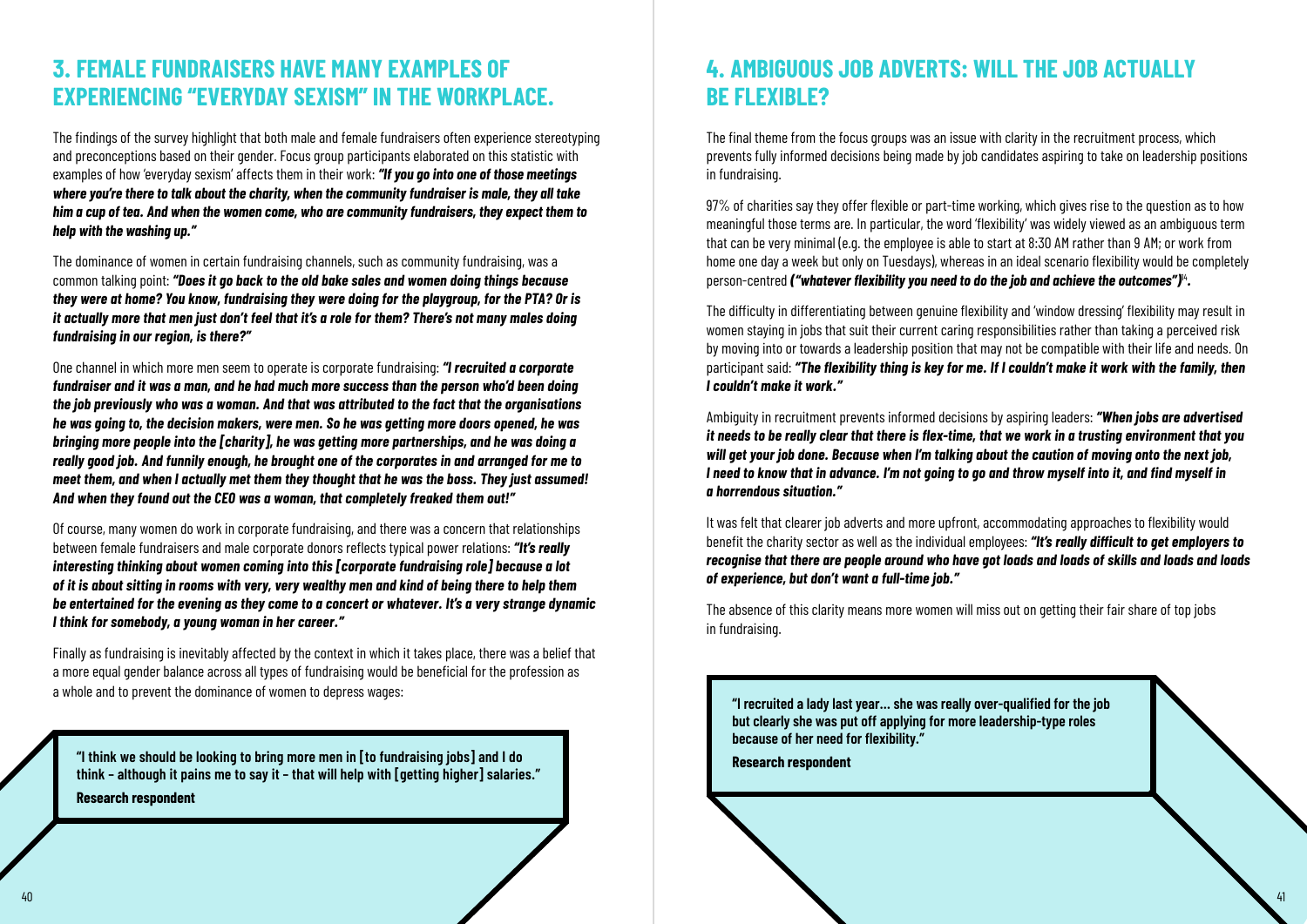## 3. FEMALE FUNDRAISERS HAVE MANY EXAMPLES OF EXPERIENCING "EVERYDAY SEXISM" IN THE WORKPLACE.

The findings of the survey highlight that both male and female fundraisers often experience stereotyping and preconceptions based on their gender. Focus group participants elaborated on this statistic with examples of how 'everyday sexism' affects them in their work: ***"If you go into one of those meetings where you're there to talk about the charity, when the community fundraiser is male, they all take him a cup of tea. And when the women come, who are community fundraisers, they expect them to help with the washing up."***

The dominance of women in certain fundraising channels, such as community fundraising, was a common talking point: ***"Does it go back to the old bake sales and women doing things because they were at home? You know, fundraising they were doing for the playgroup, for the PTA? Or is it actually more that men just don't feel that it's a role for them? There's not many males doing fundraising in our region, is there?"***

One channel in which more men seem to operate is corporate fundraising: ***"I recruited a corporate fundraiser and it was a man, and he had much more success than the person who'd been doing the job previously who was a woman. And that was attributed to the fact that the organisations he was going to, the decision makers, were men. So he was getting more doors opened, he was bringing more people into the [charity], he was getting more partnerships, and he was doing a really good job. And funnily enough, he brought one of the corporates in and arranged for me to meet them, and when I actually met them they thought that he was the boss. They just assumed! And when they found out the CEO was a woman, that completely freaked them out!"***

Of course, many women do work in corporate fundraising, and there was a concern that relationships between female fundraisers and male corporate donors reflects typical power relations: ***"It's really interesting thinking about women coming into this [corporate fundraising role] because a lot of it is about sitting in rooms with very, very wealthy men and kind of being there to help them be entertained for the evening as they come to a concert or whatever. It's a very strange dynamic I think for somebody, a young woman in her career."***

Finally as fundraising is inevitably affected by the context in which it takes place, there was a belief that a more equal gender balance across all types of fundraising would be beneficial for the profession as a whole and to prevent the dominance of women to depress wages:

> **"I think we should be looking to bring more men in [to fundraising jobs] and I do think – although it pains me to say it – that will help with [getting higher] salaries."**
>
> **Research respondent**

## 4. AMBIGUOUS JOB ADVERTS: WILL THE JOB ACTUALLY BE FLEXIBLE?

The final theme from the focus groups was an issue with clarity in the recruitment process, which prevents fully informed decisions being made by job candidates aspiring to take on leadership positions in fundraising.

97% of charities say they offer flexible or part-time working, which gives rise to the question as to how meaningful those terms are. In particular, the word 'flexibility' was widely viewed as an ambiguous term that can be very minimal (e.g. the employee is able to start at 8:30 AM rather than 9 AM; or work from home one day a week but only on Tuesdays), whereas in an ideal scenario flexibility would be completely person-centred ***("whatever flexibility you need to do the job and achieve the outcomes")***[14].

The difficulty in differentiating between genuine flexibility and 'window dressing' flexibility may result in women staying in jobs that suit their current caring responsibilities rather than taking a perceived risk by moving into or towards a leadership position that may not be compatible with their life and needs. On participant said: ***"The flexibility thing is key for me. If I couldn't make it work with the family, then I couldn't make it work."***

Ambiguity in recruitment prevents informed decisions by aspiring leaders: ***"When jobs are advertised it needs to be really clear that there is flex-time, that we work in a trusting environment that you will get your job done. Because when I'm talking about the caution of moving onto the next job, I need to know that in advance. I'm not going to go and throw myself into it, and find myself in a horrendous situation."***

It was felt that clearer job adverts and more upfront, accommodating approaches to flexibility would benefit the charity sector as well as the individual employees: ***"It's really difficult to get employers to recognise that there are people around who have got loads and loads of skills and loads and loads of experience, but don't want a full-time job."***

The absence of this clarity means more women will miss out on getting their fair share of top jobs in fundraising.

> **"I recruited a lady last year... she was really over-qualified for the job but clearly she was put off applying for more leadership-type roles because of her need for flexibility."**
>
> **Research respondent**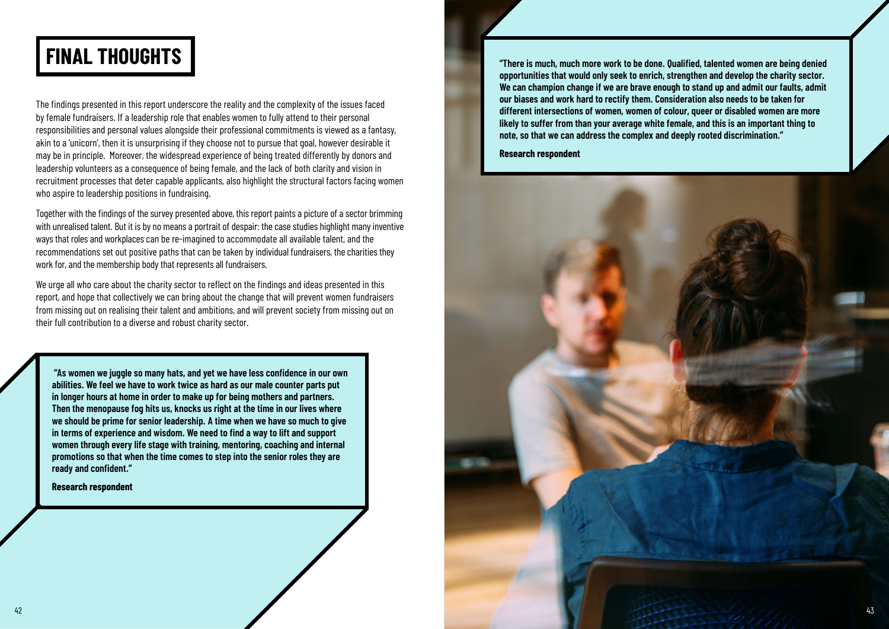# FINAL THOUGHTS

The findings presented in this report underscore the reality and the complexity of the issues faced by female fundraisers. If a leadership role that enables women to fully attend to their personal responsibilities and personal values alongside their professional commitments is viewed as a fantasy, akin to a 'unicorn', then it is unsurprising if they choose not to pursue that goal, however desirable it may be in principle. Moreover, the widespread experience of being treated differently by donors and leadership volunteers as a consequence of being female, and the lack of both clarity and vision in recruitment processes that deter capable applicants, also highlight the structural factors facing women who aspire to leadership positions in fundraising.

Together with the findings of the survey presented above, this report paints a picture of a sector brimming with unrealised talent. But it is by no means a portrait of despair: the case studies highlight many inventive ways that roles and workplaces can be re-imagined to accommodate all available talent, and the recommendations set out positive paths that can be taken by individual fundraisers, the charities they work for, and the membership body that represents all fundraisers.

We urge all who care about the charity sector to reflect on the findings and ideas presented in this report, and hope that collectively we can bring about the change that will prevent women fundraisers from missing out on realising their talent and ambitions, and will prevent society from missing out on their full contribution to a diverse and robust charity sector.

**"As women we juggle so many hats, and yet we have less confidence in our own abilities. We feel we have to work twice as hard as our male counter parts put in longer hours at home in order to make up for being mothers and partners. Then the menopause fog hits us, knocks us right at the time in our lives where we should be prime for senior leadership. A time when we have so much to give in terms of experience and wisdom. We need to find a way to lift and support women through every life stage with training, mentoring, coaching and internal promotions so that when the time comes to step into the senior roles they are ready and confident."**

**Research respondent**

**"There is much, much more work to be done. Qualified, talented women are being denied opportunities that would only seek to enrich, strengthen and develop the charity sector. We can champion change if we are brave enough to stand up and admit our faults, admit our biases and work hard to rectify them. Consideration also needs to be taken for different intersections of women, women of colour, queer or disabled women are more likely to suffer from than your average white female, and this is an important thing to note, so that we can address the complex and deeply rooted discrimination."**

**Research respondent**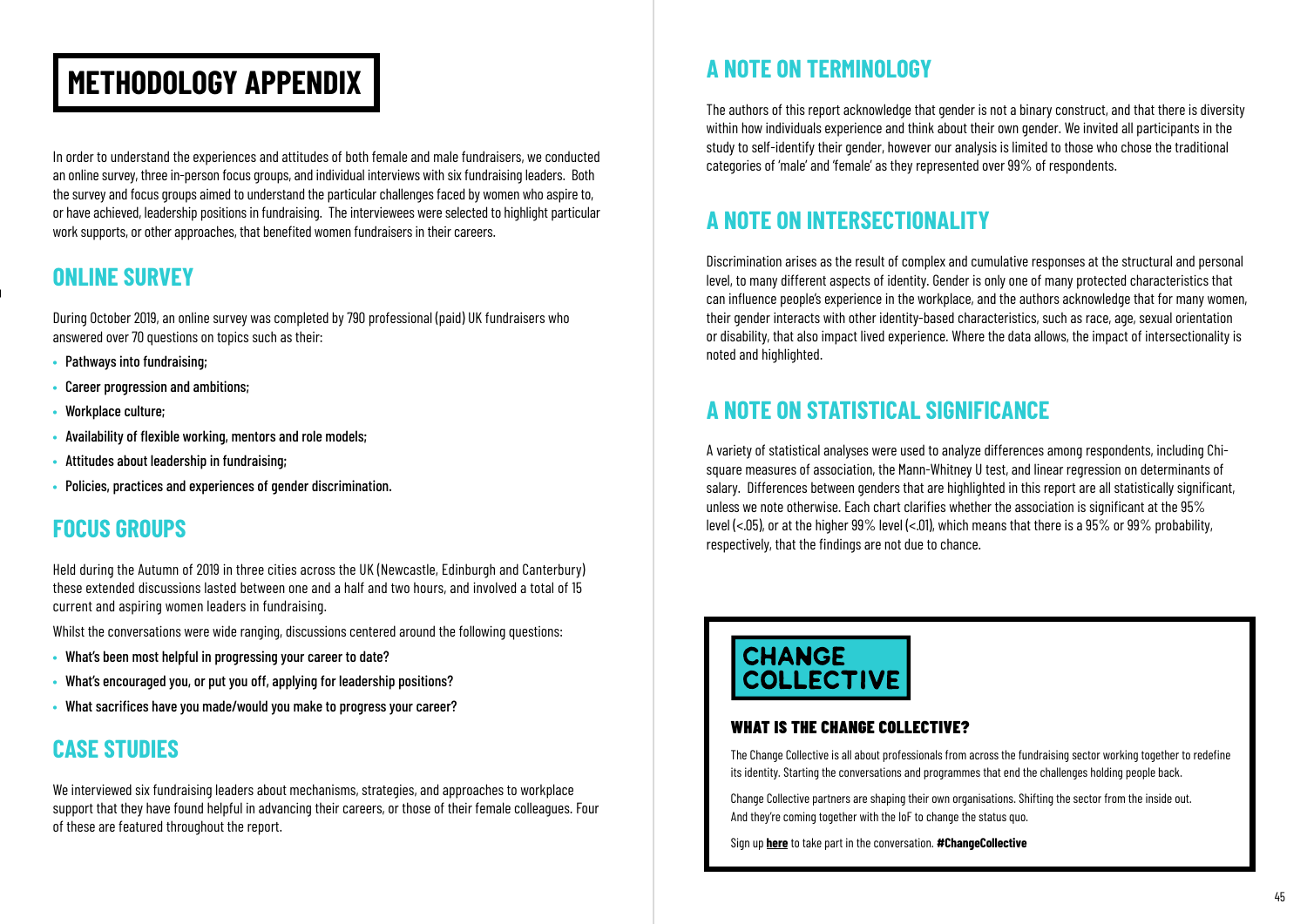# METHODOLOGY APPENDIX

In order to understand the experiences and attitudes of both female and male fundraisers, we conducted an online survey, three in-person focus groups, and individual interviews with six fundraising leaders. Both the survey and focus groups aimed to understand the particular challenges faced by women who aspire to, or have achieved, leadership positions in fundraising. The interviewees were selected to highlight particular work supports, or other approaches, that benefited women fundraisers in their careers.

## ONLINE SURVEY

During October 2019, an online survey was completed by 790 professional (paid) UK fundraisers who answered over 70 questions on topics such as their:

- **Pathways into fundraising;**
- **Career progression and ambitions;**
- **Workplace culture;**
- **Availability of flexible working, mentors and role models;**
- **Attitudes about leadership in fundraising;**
- **Policies, practices and experiences of gender discrimination.**

## FOCUS GROUPS

Held during the Autumn of 2019 in three cities across the UK (Newcastle, Edinburgh and Canterbury) these extended discussions lasted between one and a half and two hours, and involved a total of 15 current and aspiring women leaders in fundraising.

Whilst the conversations were wide ranging, discussions centered around the following questions:

- **What's been most helpful in progressing your career to date?**
- **What's encouraged you, or put you off, applying for leadership positions?**
- **What sacrifices have you made/would you make to progress your career?**

## CASE STUDIES

We interviewed six fundraising leaders about mechanisms, strategies, and approaches to workplace support that they have found helpful in advancing their careers, or those of their female colleagues. Four of these are featured throughout the report.

## A NOTE ON TERMINOLOGY

The authors of this report acknowledge that gender is not a binary construct, and that there is diversity within how individuals experience and think about their own gender. We invited all participants in the study to self-identify their gender, however our analysis is limited to those who chose the traditional categories of 'male' and 'female' as they represented over 99% of respondents.

## A NOTE ON INTERSECTIONALITY

Discrimination arises as the result of complex and cumulative responses at the structural and personal level, to many different aspects of identity. Gender is only one of many protected characteristics that can influence people's experience in the workplace, and the authors acknowledge that for many women, their gender interacts with other identity-based characteristics, such as race, age, sexual orientation or disability, that also impact lived experience. Where the data allows, the impact of intersectionality is noted and highlighted.

## A NOTE ON STATISTICAL SIGNIFICANCE

A variety of statistical analyses were used to analyze differences among respondents, including Chi-square measures of association, the Mann-Whitney U test, and linear regression on determinants of salary. Differences between genders that are highlighted in this report are all statistically significant, unless we note otherwise. Each chart clarifies whether the association is significant at the 95% level ($<.05$), or at the higher 99% level ($<.01$), which means that there is a 95% or 99% probability, respectively, that the findings are not due to chance.

**CHANGE COLLECTIVE**

### WHAT IS THE CHANGE COLLECTIVE?

The Change Collective is all about professionals from across the fundraising sector working together to redefine its identity. Starting the conversations and programmes that end the challenges holding people back.

Change Collective partners are shaping their own organisations. Shifting the sector from the inside out. And they're coming together with the IoF to change the status quo.

Sign up **here** to take part in the conversation. **#ChangeCollective**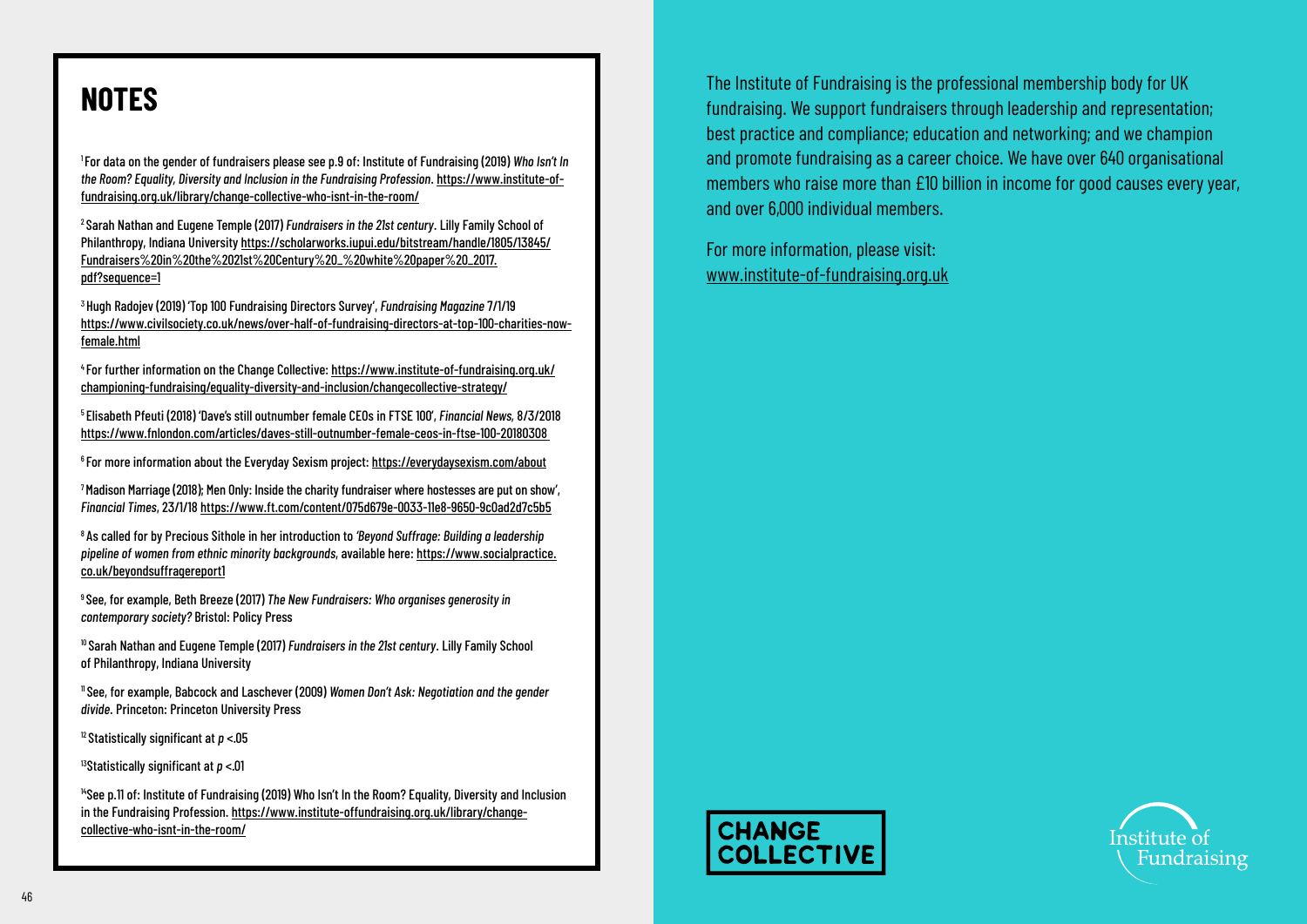# NOTES

[1] For data on the gender of fundraisers please see p.9 of: Institute of Fundraising (2019) *Who Isn't In the Room? Equality, Diversity and Inclusion in the Fundraising Profession.* https://www.institute-of-fundraising.org.uk/library/change-collective-who-isnt-in-the-room/

[2] Sarah Nathan and Eugene Temple (2017) *Fundraisers in the 21st century*. Lilly Family School of Philanthropy, Indiana University https://scholarworks.iupui.edu/bitstream/handle/1805/13845/Fundraisers%20in%20the%2021st%20Century%20_%20white%20paper%20_2017.pdf?sequence=1

[3] Hugh Radojev (2019) 'Top 100 Fundraising Directors Survey', *Fundraising Magazine* 7/1/19 https://www.civilsociety.co.uk/news/over-half-of-fundraising-directors-at-top-100-charities-now-female.html

[4] For further information on the Change Collective: https://www.institute-of-fundraising.org.uk/championing-fundraising/equality-diversity-and-inclusion/changecollective-strategy/

[5] Elisabeth Pfeuti (2018) 'Dave's still outnumber female CEOs in FTSE 100', *Financial News*, 8/3/2018 https://www.fnlondon.com/articles/daves-still-outnumber-female-ceos-in-ftse-100-20180308

[6] For more information about the Everyday Sexism project: https://everydaysexism.com/about

[7] Madison Marriage (2018); Men Only: Inside the charity fundraiser where hostesses are put on show', *Financial Times*, 23/1/18 https://www.ft.com/content/075d679e-0033-11e8-9650-9c0ad2d7c5b5

[8] As called for by Precious Sithole in her introduction to *'Beyond Suffrage: Building a leadership pipeline of women from ethnic minority backgrounds*, available here: https://www.socialpractice.co.uk/beyondsuffragereport1

[9] See, for example, Beth Breeze (2017) *The New Fundraisers: Who organises generosity in contemporary society?* Bristol: Policy Press

[10] Sarah Nathan and Eugene Temple (2017) *Fundraisers in the 21st century*. Lilly Family School of Philanthropy, Indiana University

[11] See, for example, Babcock and Laschever (2009) *Women Don't Ask: Negotiation and the gender divide*. Princeton: Princeton University Press

[12] Statistically significant at $p < .05$

[13] Statistically significant at $p < .01$

[14] See p.11 of: Institute of Fundraising (2019) Who Isn't In the Room? Equality, Diversity and Inclusion in the Fundraising Profession. https://www.institute-offundraising.org.uk/library/change-collective-who-isnt-in-the-room/

The Institute of Fundraising is the professional membership body for UK fundraising. We support fundraisers through leadership and representation; best practice and compliance; education and networking; and we champion and promote fundraising as a career choice. We have over 640 organisational members who raise more than £10 billion in income for good causes every year, and over 6,000 individual members.

For more information, please visit: www.institute-of-fundraising.org.uk

CHANGE COLLECTIVE

Institute of Fundraising